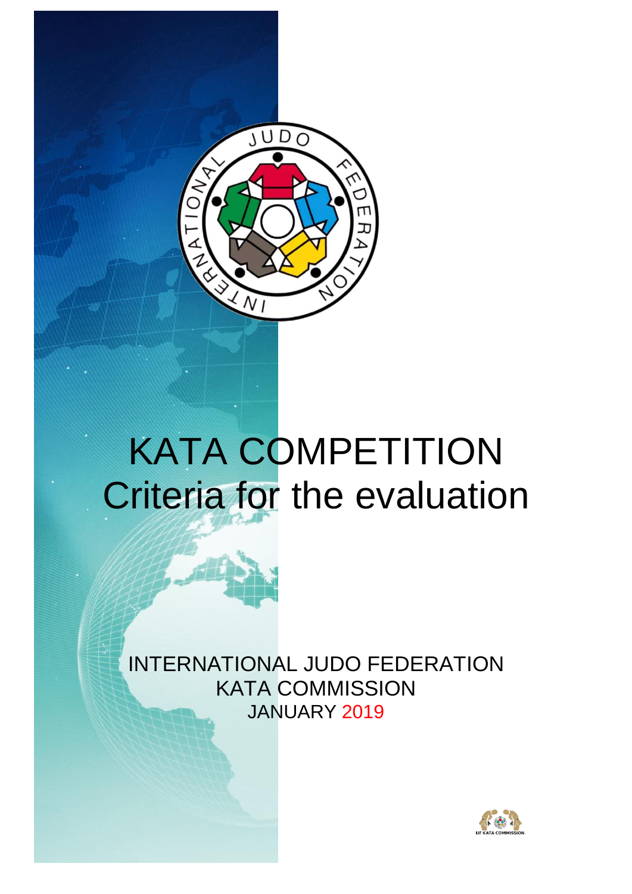# KATA COMPETITION

## Criteria for the evaluation

INTERNATIONAL JUDO FEDERATION

KATA COMMISSION

JANUARY 2019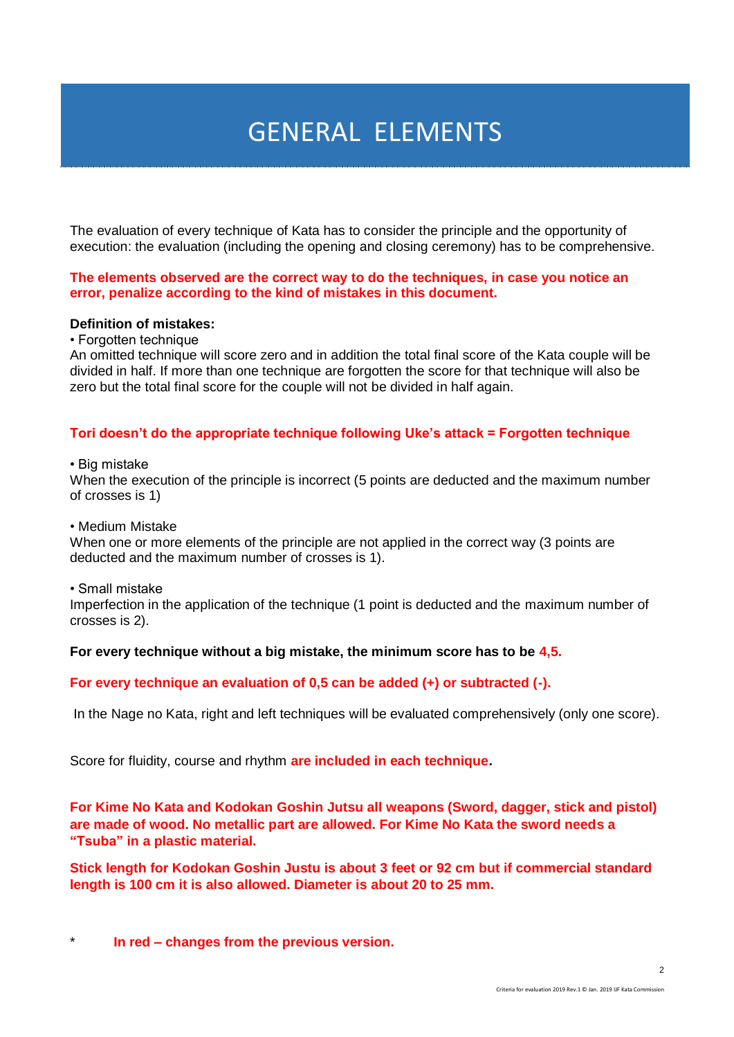# GENERAL ELEMENTS

The evaluation of every technique of Kata has to consider the principle and the opportunity of execution: the evaluation (including the opening and closing ceremony) has to be comprehensive.

**The elements observed are the correct way to do the techniques, in case you notice an error, penalize according to the kind of mistakes in this document.**

**Definition of mistakes:**

- Forgotten technique

An omitted technique will score zero and in addition the total final score of the Kata couple will be divided in half. If more than one technique are forgotten the score for that technique will also be zero but the total final score for the couple will not be divided in half again.

**Tori doesn't do the appropriate technique following Uke's attack = Forgotten technique**

- Big mistake

When the execution of the principle is incorrect (5 points are deducted and the maximum number of crosses is 1)

- Medium Mistake

When one or more elements of the principle are not applied in the correct way (3 points are deducted and the maximum number of crosses is 1).

- Small mistake

Imperfection in the application of the technique (1 point is deducted and the maximum number of crosses is 2).

**For every technique without a big mistake, the minimum score has to be 4,5.**

**For every technique an evaluation of 0,5 can be added (+) or subtracted (-).**

In the Nage no Kata, right and left techniques will be evaluated comprehensively (only one score).

Score for fluidity, course and rhythm **are included in each technique.**

**For Kime No Kata and Kodokan Goshin Jutsu all weapons (Sword, dagger, stick and pistol) are made of wood. No metallic part are allowed. For Kime No Kata the sword needs a "Tsuba" in a plastic material.**

**Stick length for Kodokan Goshin Justu is about 3 feet or 92 cm but if commercial standard length is 100 cm it is also allowed. Diameter is about 20 to 25 mm.**

\* **In red – changes from the previous version.**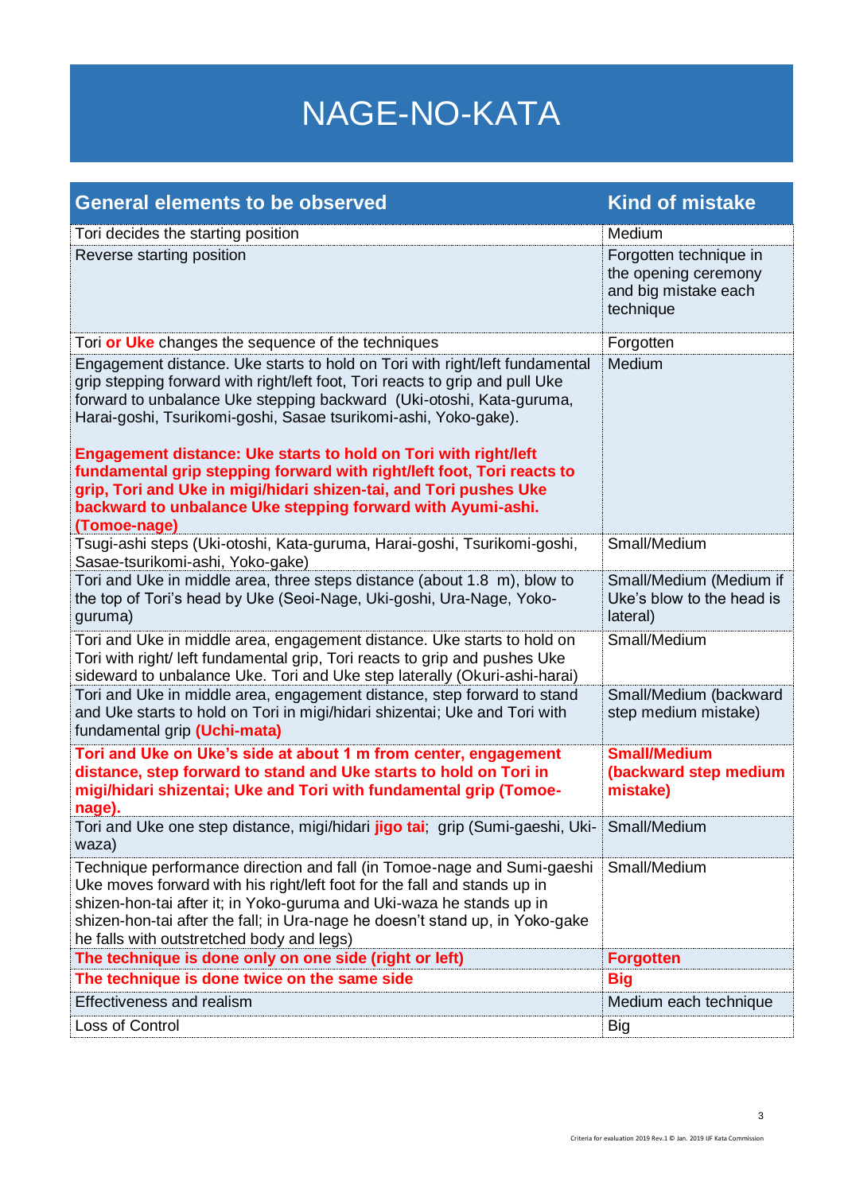# NAGE-NO-KATA

| General elements to be observed | Kind of mistake |
|---|---|
| Tori decides the starting position | Medium |
| Reverse starting position | Forgotten technique in the opening ceremony and big mistake each technique |
| Tori **or Uke** changes the sequence of the techniques | Forgotten |
| Engagement distance. Uke starts to hold on Tori with right/left fundamental grip stepping forward with right/left foot, Tori reacts to grip and pull Uke forward to unbalance Uke stepping backward (Uki-otoshi, Kata-guruma, Harai-goshi, Tsurikomi-goshi, Sasae tsurikomi-ashi, Yoko-gake).<br><br>**Engagement distance: Uke starts to hold on Tori with right/left fundamental grip stepping forward with right/left foot, Tori reacts to grip, Tori and Uke in migi/hidari shizen-tai, and Tori pushes Uke backward to unbalance Uke stepping forward with Ayumi-ashi. (Tomoe-nage)** | Medium |
| Tsugi-ashi steps (Uki-otoshi, Kata-guruma, Harai-goshi, Tsurikomi-goshi, Sasae-tsurikomi-ashi, Yoko-gake) | Small/Medium |
| Tori and Uke in middle area, three steps distance (about 1.8 m), blow to the top of Tori's head by Uke (Seoi-Nage, Uki-goshi, Ura-Nage, Yoko-guruma) | Small/Medium (Medium if Uke's blow to the head is lateral) |
| Tori and Uke in middle area, engagement distance. Uke starts to hold on Tori with right/ left fundamental grip, Tori reacts to grip and pushes Uke sideward to unbalance Uke. Tori and Uke step laterally (Okuri-ashi-harai) | Small/Medium |
| Tori and Uke in middle area, engagement distance, step forward to stand and Uke starts to hold on Tori in migi/hidari shizentai; Uke and Tori with fundamental grip **(Uchi-mata)** | Small/Medium (backward step medium mistake) |
| **Tori and Uke on Uke's side at about 1 m from center, engagement distance, step forward to stand and Uke starts to hold on Tori in migi/hidari shizentai; Uke and Tori with fundamental grip (Tomoe-nage).** | **Small/Medium (backward step medium mistake)** |
| Tori and Uke one step distance, migi/hidari **jigo tai**; grip (Sumi-gaeshi, Uki-waza) | Small/Medium |
| Technique performance direction and fall (in Tomoe-nage and Sumi-gaeshi Uke moves forward with his right/left foot for the fall and stands up in shizen-hon-tai after it; in Yoko-guruma and Uki-waza he stands up in shizen-hon-tai after the fall; in Ura-nage he doesn't stand up, in Yoko-gake he falls with outstretched body and legs) | Small/Medium |
| **The technique is done only on one side (right or left)** | **Forgotten** |
| **The technique is done twice on the same side** | **Big** |
| Effectiveness and realism | Medium each technique |
| Loss of Control | Big |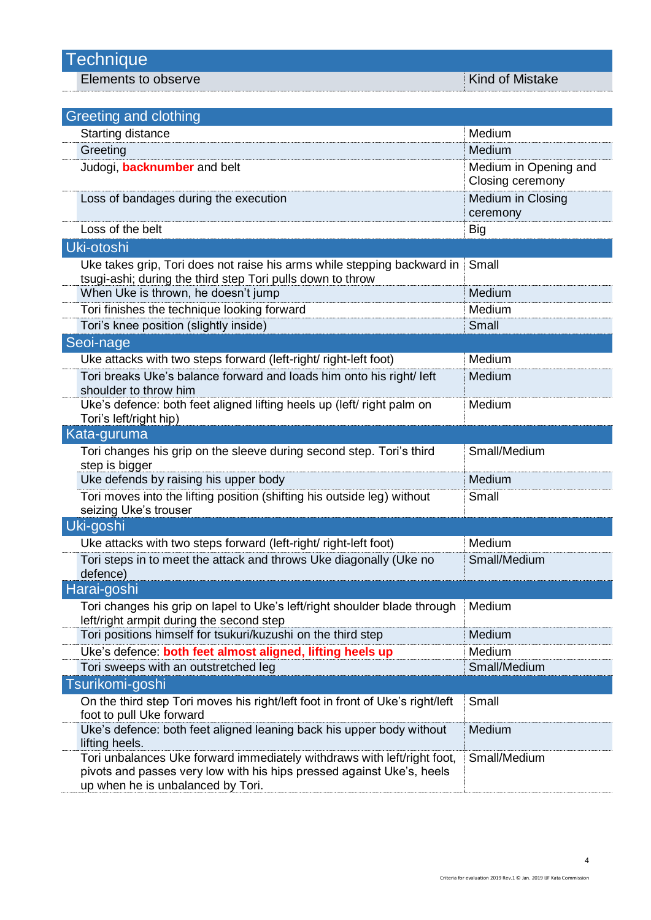| Technique | |
|---|---|
| Elements to observe | Kind of Mistake |

| Greeting and clothing | |
|---|---|
| Starting distance | Medium |
| Greeting | Medium |
| Judogi, **backnumber** and belt | Medium in Opening and Closing ceremony |
| Loss of bandages during the execution | Medium in Closing ceremony |
| Loss of the belt | Big |
| **Uki-otoshi** | |
| Uke takes grip, Tori does not raise his arms while stepping backward in tsugi-ashi; during the third step Tori pulls down to throw | Small |
| When Uke is thrown, he doesn't jump | Medium |
| Tori finishes the technique looking forward | Medium |
| Tori's knee position (slightly inside) | Small |
| **Seoi-nage** | |
| Uke attacks with two steps forward (left-right/ right-left foot) | Medium |
| Tori breaks Uke's balance forward and loads him onto his right/ left shoulder to throw him | Medium |
| Uke's defence: both feet aligned lifting heels up (left/ right palm on Tori's left/right hip) | Medium |
| **Kata-guruma** | |
| Tori changes his grip on the sleeve during second step. Tori's third step is bigger | Small/Medium |
| Uke defends by raising his upper body | Medium |
| Tori moves into the lifting position (shifting his outside leg) without seizing Uke's trouser | Small |
| **Uki-goshi** | |
| Uke attacks with two steps forward (left-right/ right-left foot) | Medium |
| Tori steps in to meet the attack and throws Uke diagonally (Uke no defence) | Small/Medium |
| **Harai-goshi** | |
| Tori changes his grip on lapel to Uke's left/right shoulder blade through left/right armpit during the second step | Medium |
| Tori positions himself for tsukuri/kuzushi on the third step | Medium |
| Uke's defence: **both feet almost aligned, lifting heels up** | Medium |
| Tori sweeps with an outstretched leg | Small/Medium |
| **Tsurikomi-goshi** | |
| On the third step Tori moves his right/left foot in front of Uke's right/left foot to pull Uke forward | Small |
| Uke's defence: both feet aligned leaning back his upper body without lifting heels. | Medium |
| Tori unbalances Uke forward immediately withdraws with left/right foot, pivots and passes very low with his hips pressed against Uke's, heels up when he is unbalanced by Tori. | Small/Medium |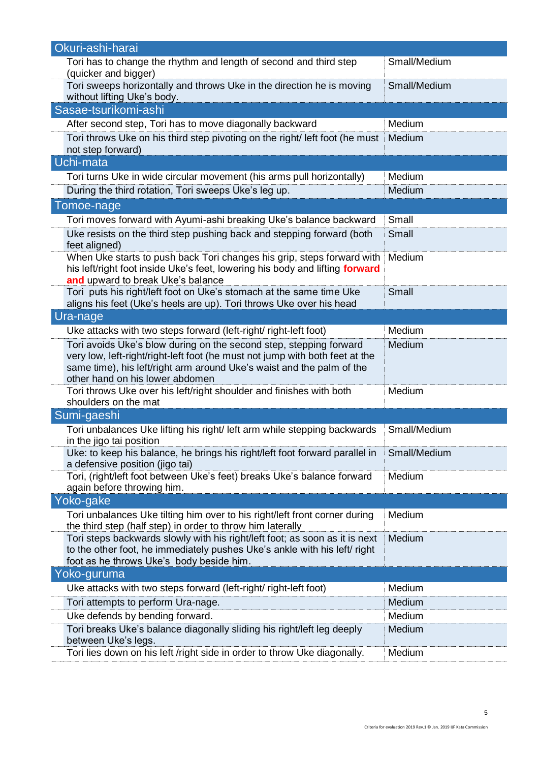| Okuri-ashi-harai | |
|---|---|
| Tori has to change the rhythm and length of second and third step (quicker and bigger) | Small/Medium |
| Tori sweeps horizontally and throws Uke in the direction he is moving without lifting Uke's body. | Small/Medium |
| **Sasae-tsurikomi-ashi** | |
| After second step, Tori has to move diagonally backward | Medium |
| Tori throws Uke on his third step pivoting on the right/ left foot (he must not step forward) | Medium |
| **Uchi-mata** | |
| Tori turns Uke in wide circular movement (his arms pull horizontally) | Medium |
| During the third rotation, Tori sweeps Uke's leg up. | Medium |
| **Tomoe-nage** | |
| Tori moves forward with Ayumi-ashi breaking Uke's balance backward | Small |
| Uke resists on the third step pushing back and stepping forward (both feet aligned) | Small |
| When Uke starts to push back Tori changes his grip, steps forward with his left/right foot inside Uke's feet, lowering his body and lifting **forward and** upward to break Uke's balance | Medium |
| Tori puts his right/left foot on Uke's stomach at the same time Uke aligns his feet (Uke's heels are up). Tori throws Uke over his head | Small |
| **Ura-nage** | |
| Uke attacks with two steps forward (left-right/ right-left foot) | Medium |
| Tori avoids Uke's blow during on the second step, stepping forward very low, left-right/right-left foot (he must not jump with both feet at the same time), his left/right arm around Uke's waist and the palm of the other hand on his lower abdomen | Medium |
| Tori throws Uke over his left/right shoulder and finishes with both shoulders on the mat | Medium |
| **Sumi-gaeshi** | |
| Tori unbalances Uke lifting his right/ left arm while stepping backwards in the jigo tai position | Small/Medium |
| Uke: to keep his balance, he brings his right/left foot forward parallel in a defensive position (jigo tai) | Small/Medium |
| Tori, (right/left foot between Uke's feet) breaks Uke's balance forward again before throwing him. | Medium |
| **Yoko-gake** | |
| Tori unbalances Uke tilting him over to his right/left front corner during the third step (half step) in order to throw him laterally | Medium |
| Tori steps backwards slowly with his right/left foot; as soon as it is next to the other foot, he immediately pushes Uke's ankle with his left/ right foot as he throws Uke's body beside him. | Medium |
| **Yoko-guruma** | |
| Uke attacks with two steps forward (left-right/ right-left foot) | Medium |
| Tori attempts to perform Ura-nage. | Medium |
| Uke defends by bending forward. | Medium |
| Tori breaks Uke's balance diagonally sliding his right/left leg deeply between Uke's legs. | Medium |
| Tori lies down on his left /right side in order to throw Uke diagonally. | Medium |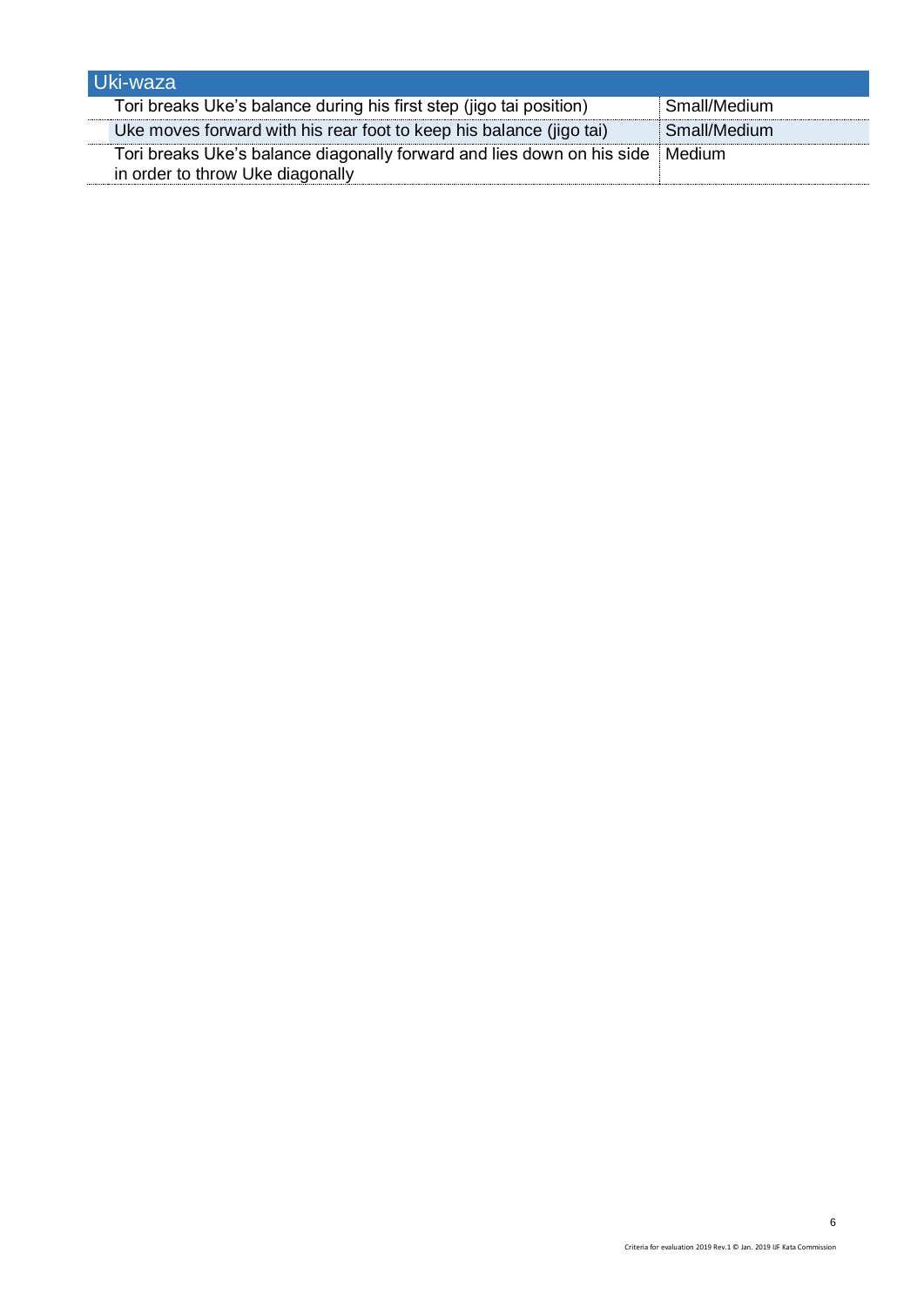| Uki-waza | |
|---|---|
| Tori breaks Uke's balance during his first step (jigo tai position) | Small/Medium |
| Uke moves forward with his rear foot to keep his balance (jigo tai) | Small/Medium |
| Tori breaks Uke's balance diagonally forward and lies down on his side in order to throw Uke diagonally | Medium |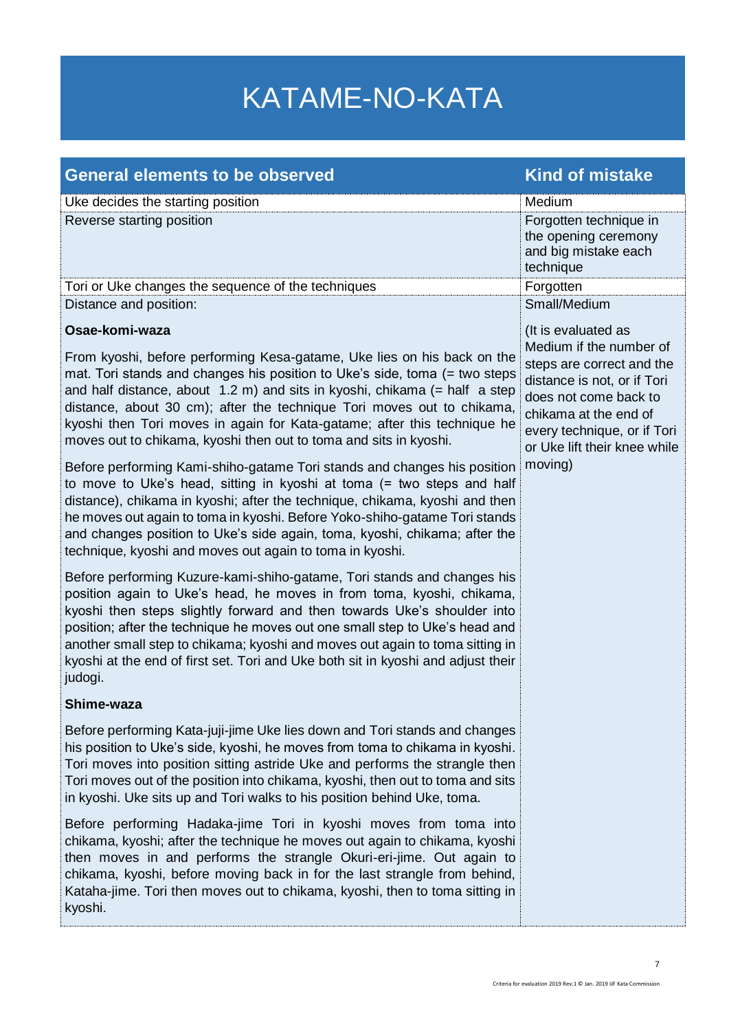# KATAME-NO-KATA

| General elements to be observed | Kind of mistake |
|---|---|
| Uke decides the starting position | Medium |
| Reverse starting position | Forgotten technique in the opening ceremony and big mistake each technique |
| Tori or Uke changes the sequence of the techniques | Forgotten |
| Distance and position:<br><br>**Osae-komi-waza**<br><br>From kyoshi, before performing Kesa-gatame, Uke lies on his back on the mat. Tori stands and changes his position to Uke's side, toma (= two steps and half distance, about 1.2 m) and sits in kyoshi, chikama (= half a step distance, about 30 cm); after the technique Tori moves out to chikama, kyoshi then Tori moves in again for Kata-gatame; after this technique he moves out to chikama, kyoshi then out to toma and sits in kyoshi.<br><br>Before performing Kami-shiho-gatame Tori stands and changes his position to move to Uke's head, sitting in kyoshi at toma (= two steps and half distance), chikama in kyoshi; after the technique, chikama, kyoshi and then he moves out again to toma in kyoshi. Before Yoko-shiho-gatame Tori stands and changes position to Uke's side again, toma, kyoshi, chikama; after the technique, kyoshi and moves out again to toma in kyoshi.<br><br>Before performing Kuzure-kami-shiho-gatame, Tori stands and changes his position again to Uke's head, he moves in from toma, kyoshi, chikama, kyoshi then steps slightly forward and then towards Uke's shoulder into position; after the technique he moves out one small step to Uke's head and another small step to chikama; kyoshi and moves out again to toma sitting in kyoshi at the end of first set. Tori and Uke both sit in kyoshi and adjust their judogi.<br><br>**Shime-waza**<br><br>Before performing Kata-juji-jime Uke lies down and Tori stands and changes his position to Uke's side, kyoshi, he moves from toma to chikama in kyoshi. Tori moves into position sitting astride Uke and performs the strangle then Tori moves out of the position into chikama, kyoshi, then out to toma and sits in kyoshi. Uke sits up and Tori walks to his position behind Uke, toma.<br><br>Before performing Hadaka-jime Tori in kyoshi moves from toma into chikama, kyoshi; after the technique he moves out again to chikama, kyoshi then moves in and performs the strangle Okuri-eri-jime. Out again to chikama, kyoshi, before moving back in for the last strangle from behind, Kataha-jime. Tori then moves out to chikama, kyoshi, then to toma sitting in kyoshi. | Small/Medium<br><br>(It is evaluated as Medium if the number of steps are correct and the distance is not, or if Tori does not come back to chikama at the end of every technique, or if Tori or Uke lift their knee while moving) |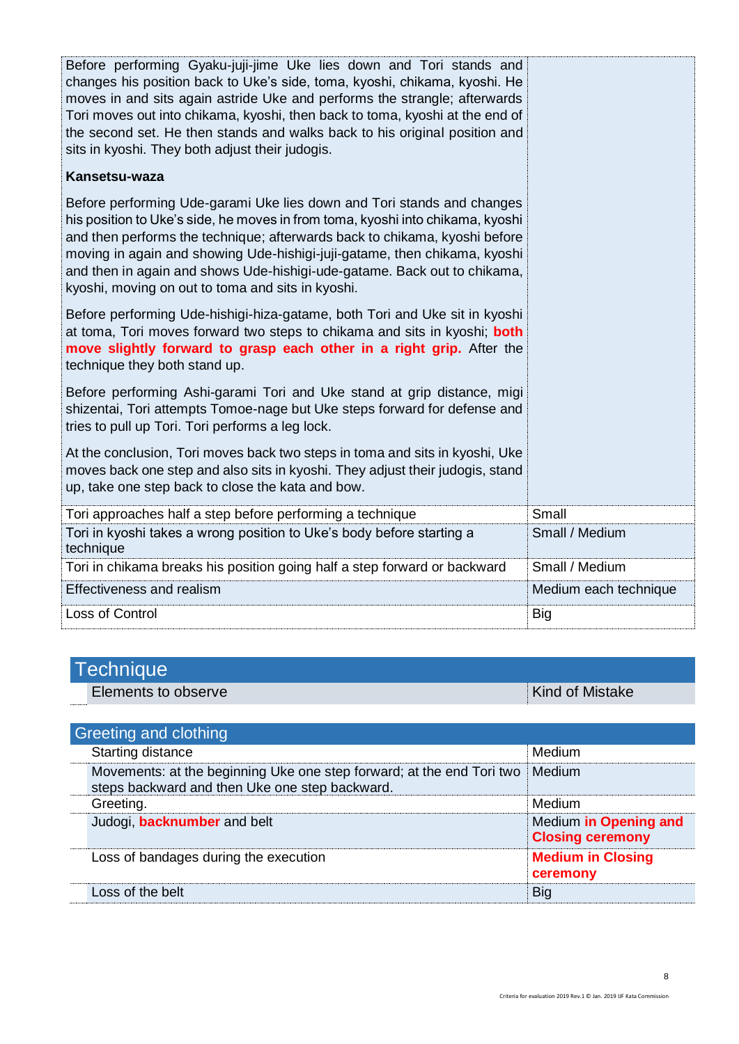| | |
|---|---|
| Before performing Gyaku-juji-jime Uke lies down and Tori stands and changes his position back to Uke's side, toma, kyoshi, chikama, kyoshi. He moves in and sits again astride Uke and performs the strangle; afterwards Tori moves out into chikama, kyoshi, then back to toma, kyoshi at the end of the second set. He then stands and walks back to his original position and sits in kyoshi. They both adjust their judogis.<br><br>**Kansetsu-waza**<br><br>Before performing Ude-garami Uke lies down and Tori stands and changes his position to Uke's side, he moves in from toma, kyoshi into chikama, kyoshi and then performs the technique; afterwards back to chikama, kyoshi before moving in again and showing Ude-hishigi-juji-gatame, then chikama, kyoshi and then in again and shows Ude-hishigi-ude-gatame. Back out to chikama, kyoshi, moving on out to toma and sits in kyoshi.<br><br>Before performing Ude-hishigi-hiza-gatame, both Tori and Uke sit in kyoshi at toma, Tori moves forward two steps to chikama and sits in kyoshi; **both move slightly forward to grasp each other in a right grip.** After the technique they both stand up.<br><br>Before performing Ashi-garami Tori and Uke stand at grip distance, migi shizentai, Tori attempts Tomoe-nage but Uke steps forward for defense and tries to pull up Tori. Tori performs a leg lock.<br><br>At the conclusion, Tori moves back two steps in toma and sits in kyoshi, Uke moves back one step and also sits in kyoshi. They adjust their judogis, stand up, take one step back to close the kata and bow. | |
| Tori approaches half a step before performing a technique | Small |
| Tori in kyoshi takes a wrong position to Uke's body before starting a technique | Small / Medium |
| Tori in chikama breaks his position going half a step forward or backward | Small / Medium |
| Effectiveness and realism | Medium each technique |
| Loss of Control | Big |

## Technique

| Elements to observe | Kind of Mistake |
|---|---|

### Greeting and clothing

| | |
|---|---|
| Starting distance | Medium |
| Movements: at the beginning Uke one step forward; at the end Tori two steps backward and then Uke one step backward. | Medium |
| Greeting. | Medium |
| Judogi, **backnumber** and belt | Medium **in Opening and Closing ceremony** |
| Loss of bandages during the execution | **Medium in Closing ceremony** |
| Loss of the belt | Big |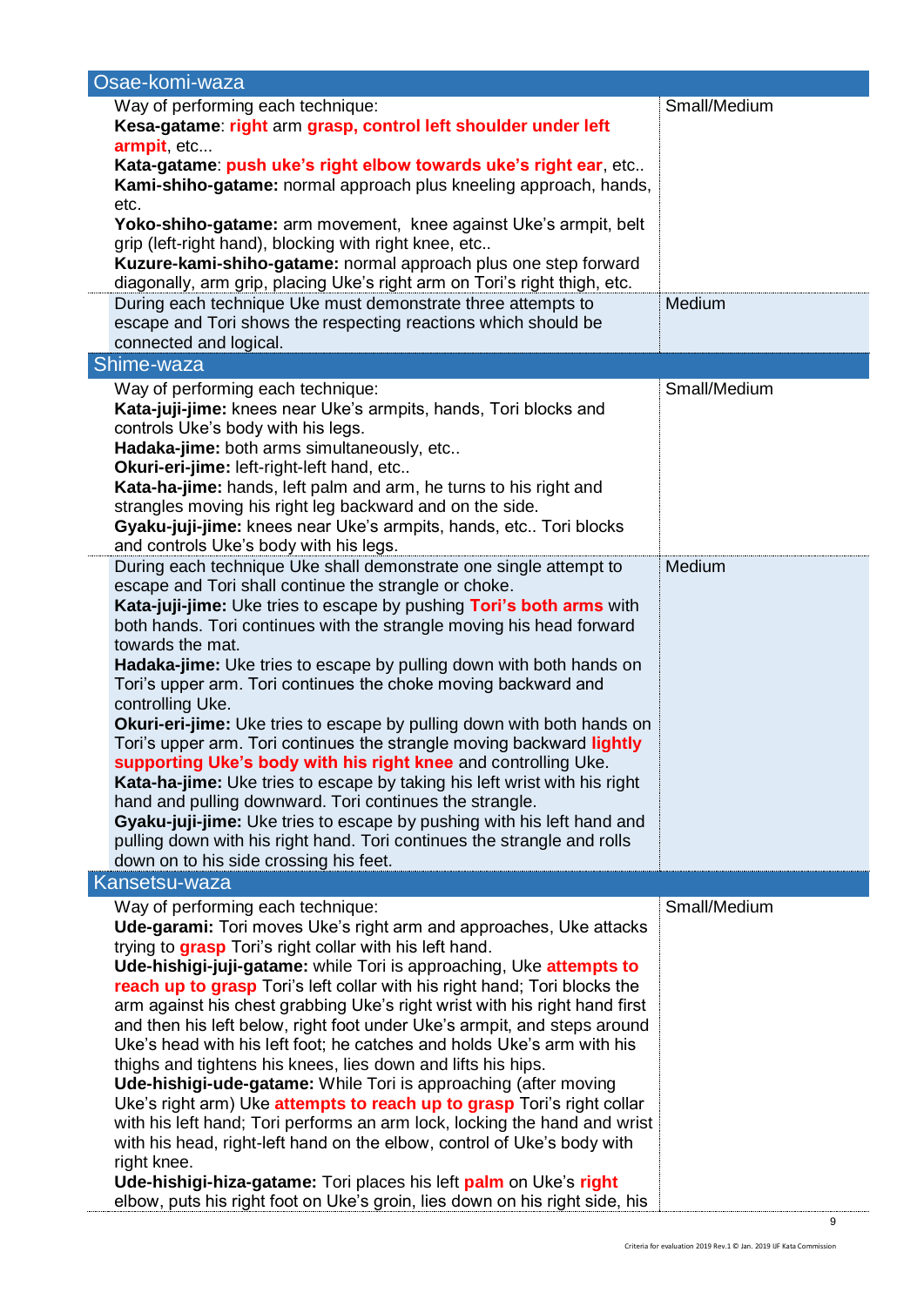| Osae-komi-waza | |
|---|---|
| Way of performing each technique:<br>**Kesa-gatame**: **right** arm **grasp, control left shoulder under left armpit**, etc...<br>**Kata-gatame**: **push uke's right elbow towards uke's right ear**, etc..<br>**Kami-shiho-gatame:** normal approach plus kneeling approach, hands, etc.<br>**Yoko-shiho-gatame:** arm movement, knee against Uke's armpit, belt grip (left-right hand), blocking with right knee, etc..<br>**Kuzure-kami-shiho-gatame:** normal approach plus one step forward diagonally, arm grip, placing Uke's right arm on Tori's right thigh, etc. | Small/Medium |
| During each technique Uke must demonstrate three attempts to escape and Tori shows the respecting reactions which should be connected and logical. | Medium |

| Shime-waza | |
|---|---|
| Way of performing each technique:<br>**Kata-juji-jime:** knees near Uke's armpits, hands, Tori blocks and controls Uke's body with his legs.<br>**Hadaka-jime:** both arms simultaneously, etc..<br>**Okuri-eri-jime:** left-right-left hand, etc..<br>**Kata-ha-jime:** hands, left palm and arm, he turns to his right and strangles moving his right leg backward and on the side.<br>**Gyaku-juji-jime:** knees near Uke's armpits, hands, etc.. Tori blocks and controls Uke's body with his legs. | Small/Medium |
| During each technique Uke shall demonstrate one single attempt to escape and Tori shall continue the strangle or choke.<br>**Kata-juji-jime:** Uke tries to escape by pushing **Tori's both arms** with both hands. Tori continues with the strangle moving his head forward towards the mat.<br>**Hadaka-jime:** Uke tries to escape by pulling down with both hands on Tori's upper arm. Tori continues the choke moving backward and controlling Uke.<br>**Okuri-eri-jime:** Uke tries to escape by pulling down with both hands on Tori's upper arm. Tori continues the strangle moving backward **lightly supporting Uke's body with his right knee** and controlling Uke.<br>**Kata-ha-jime:** Uke tries to escape by taking his left wrist with his right hand and pulling downward. Tori continues the strangle.<br>**Gyaku-juji-jime:** Uke tries to escape by pushing with his left hand and pulling down with his right hand. Tori continues the strangle and rolls down on to his side crossing his feet. | Medium |

| Kansetsu-waza | |
|---|---|
| Way of performing each technique:<br>**Ude-garami:** Tori moves Uke's right arm and approaches, Uke attacks trying to **grasp** Tori's right collar with his left hand.<br>**Ude-hishigi-juji-gatame:** while Tori is approaching, Uke **attempts to reach up to grasp** Tori's left collar with his right hand; Tori blocks the arm against his chest grabbing Uke's right wrist with his right hand first and then his left below, right foot under Uke's armpit, and steps around Uke's head with his left foot; he catches and holds Uke's arm with his thighs and tightens his knees, lies down and lifts his hips.<br>**Ude-hishigi-ude-gatame:** While Tori is approaching (after moving Uke's right arm) Uke **attempts to reach up to grasp** Tori's right collar with his left hand; Tori performs an arm lock, locking the hand and wrist with his head, right-left hand on the elbow, control of Uke's body with right knee.<br>**Ude-hishigi-hiza-gatame:** Tori places his left **palm** on Uke's **right** elbow, puts his right foot on Uke's groin, lies down on his right side, his | Small/Medium |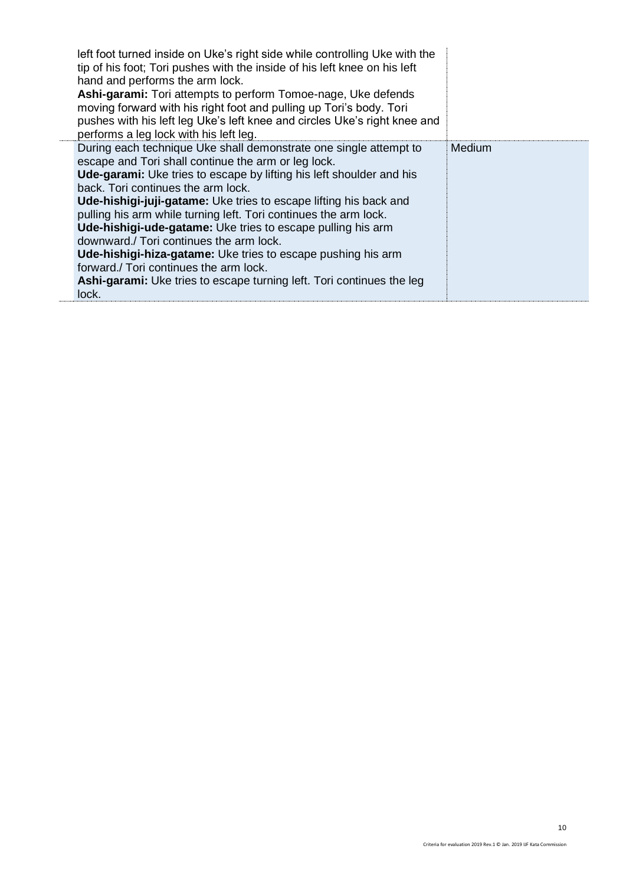| | |
|---|---|
| left foot turned inside on Uke's right side while controlling Uke with the tip of his foot; Tori pushes with the inside of his left knee on his left hand and performs the arm lock.<br>**Ashi-garami:** Tori attempts to perform Tomoe-nage, Uke defends moving forward with his right foot and pulling up Tori's body. Tori pushes with his left leg Uke's left knee and circles Uke's right knee and performs a leg lock with his left leg. | |
| During each technique Uke shall demonstrate one single attempt to escape and Tori shall continue the arm or leg lock.<br>**Ude-garami:** Uke tries to escape by lifting his left shoulder and his back. Tori continues the arm lock.<br>**Ude-hishigi-juji-gatame:** Uke tries to escape lifting his back and pulling his arm while turning left. Tori continues the arm lock.<br>**Ude-hishigi-ude-gatame:** Uke tries to escape pulling his arm downward./ Tori continues the arm lock.<br>**Ude-hishigi-hiza-gatame:** Uke tries to escape pushing his arm forward./ Tori continues the arm lock.<br>**Ashi-garami:** Uke tries to escape turning left. Tori continues the leg lock. | Medium |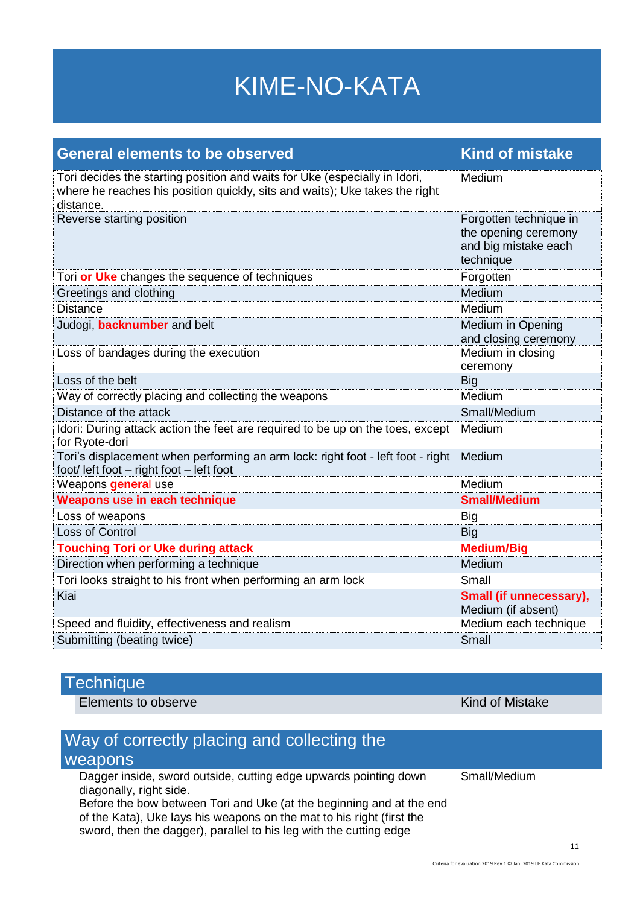# KIME-NO-KATA

| General elements to be observed | Kind of mistake |
|---|---|
| Tori decides the starting position and waits for Uke (especially in Idori, where he reaches his position quickly, sits and waits); Uke takes the right distance. | Medium |
| Reverse starting position | Forgotten technique in the opening ceremony and big mistake each technique |
| Tori **or Uke** changes the sequence of techniques | Forgotten |
| Greetings and clothing | Medium |
| Distance | Medium |
| Judogi, **backnumber** and belt | Medium in Opening and closing ceremony |
| Loss of bandages during the execution | Medium in closing ceremony |
| Loss of the belt | Big |
| Way of correctly placing and collecting the weapons | Medium |
| Distance of the attack | Small/Medium |
| Idori: During attack action the feet are required to be up on the toes, except for Ryote-dori | Medium |
| Tori's displacement when performing an arm lock: right foot - left foot - right foot/ left foot – right foot – left foot | Medium |
| Weapons **general** use | Medium |
| **Weapons use in each technique** | **Small/Medium** |
| Loss of weapons | Big |
| Loss of Control | Big |
| **Touching Tori or Uke during attack** | **Medium/Big** |
| Direction when performing a technique | Medium |
| Tori looks straight to his front when performing an arm lock | Small |
| Kiai | **Small (if unnecessary),** Medium (if absent) |
| Speed and fluidity, effectiveness and realism | Medium each technique |
| Submitting (beating twice) | Small |

## Technique

| Elements to observe | Kind of Mistake |
|---|---|

## Way of correctly placing and collecting the weapons

| Elements to observe | Kind of Mistake |
|---|---|
| Dagger inside, sword outside, cutting edge upwards pointing down diagonally, right side.<br>Before the bow between Tori and Uke (at the beginning and at the end of the Kata), Uke lays his weapons on the mat to his right (first the sword, then the dagger), parallel to his leg with the cutting edge | Small/Medium |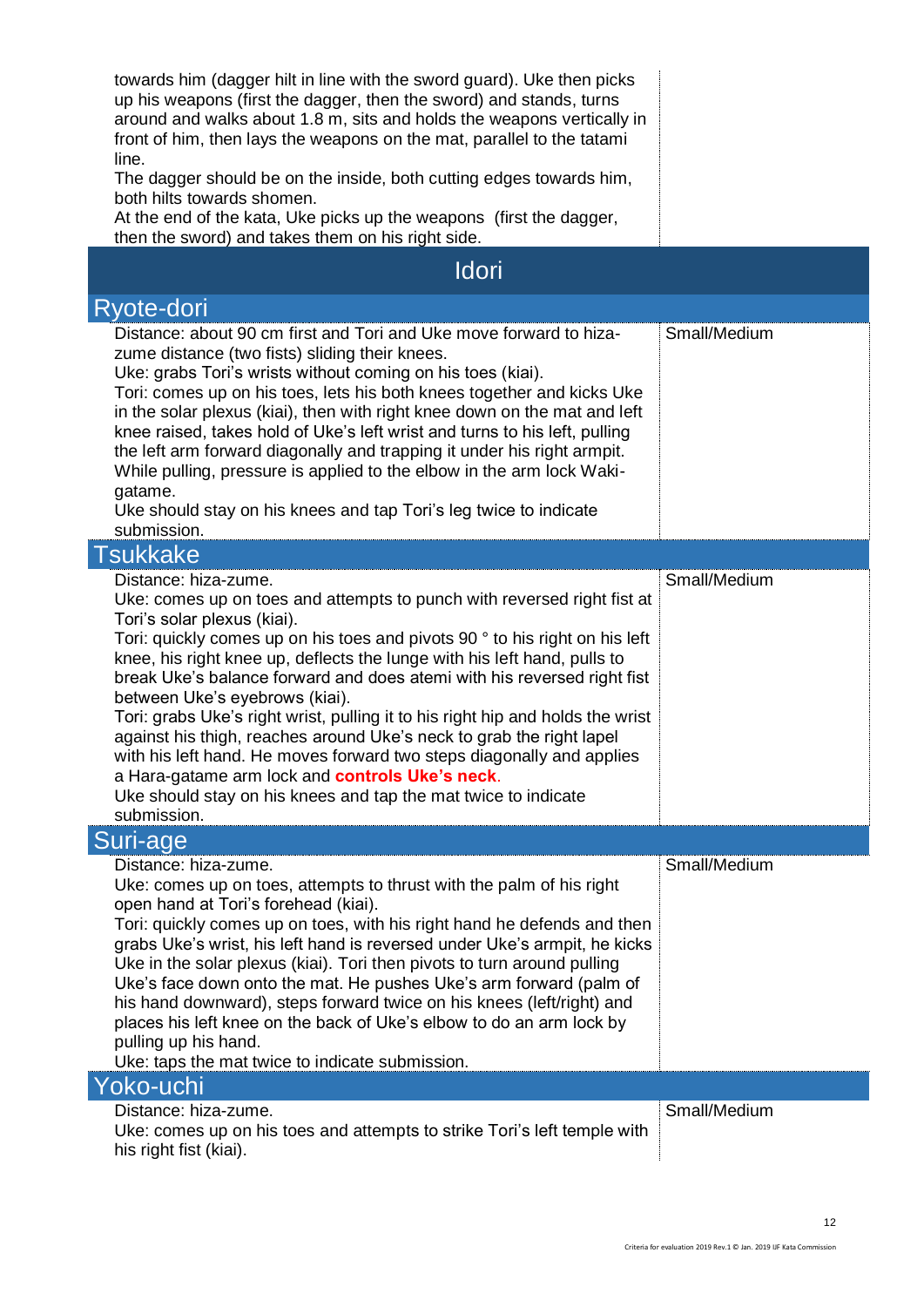towards him (dagger hilt in line with the sword guard). Uke then picks up his weapons (first the dagger, then the sword) and stands, turns around and walks about 1.8 m, sits and holds the weapons vertically in front of him, then lays the weapons on the mat, parallel to the tatami line.
The dagger should be on the inside, both cutting edges towards him, both hilts towards shomen.
At the end of the kata, Uke picks up the weapons (first the dagger, then the sword) and takes them on his right side.

# Idori

## Ryote-dori

| | |
|---|---|
| Distance: about 90 cm first and Tori and Uke move forward to hiza-zume distance (two fists) sliding their knees.<br>Uke: grabs Tori's wrists without coming on his toes (kiai).<br>Tori: comes up on his toes, lets his both knees together and kicks Uke in the solar plexus (kiai), then with right knee down on the mat and left knee raised, takes hold of Uke's left wrist and turns to his left, pulling the left arm forward diagonally and trapping it under his right armpit. While pulling, pressure is applied to the elbow in the arm lock Waki-gatame.<br>Uke should stay on his knees and tap Tori's leg twice to indicate submission. | Small/Medium |

## Tsukkake

| | |
|---|---|
| Distance: hiza-zume.<br>Uke: comes up on toes and attempts to punch with reversed right fist at Tori's solar plexus (kiai).<br>Tori: quickly comes up on his toes and pivots 90 ° to his right on his left knee, his right knee up, deflects the lunge with his left hand, pulls to break Uke's balance forward and does atemi with his reversed right fist between Uke's eyebrows (kiai).<br>Tori: grabs Uke's right wrist, pulling it to his right hip and holds the wrist against his thigh, reaches around Uke's neck to grab the right lapel with his left hand. He moves forward two steps diagonally and applies a Hara-gatame arm lock and **controls Uke's neck**.<br>Uke should stay on his knees and tap the mat twice to indicate submission. | Small/Medium |

## Suri-age

| | |
|---|---|
| Distance: hiza-zume.<br>Uke: comes up on toes, attempts to thrust with the palm of his right open hand at Tori's forehead (kiai).<br>Tori: quickly comes up on toes, with his right hand he defends and then grabs Uke's wrist, his left hand is reversed under Uke's armpit, he kicks Uke in the solar plexus (kiai). Tori then pivots to turn around pulling Uke's face down onto the mat. He pushes Uke's arm forward (palm of his hand downward), steps forward twice on his knees (left/right) and places his left knee on the back of Uke's elbow to do an arm lock by pulling up his hand.<br>Uke: taps the mat twice to indicate submission. | Small/Medium |

## Yoko-uchi

| | |
|---|---|
| Distance: hiza-zume.<br>Uke: comes up on his toes and attempts to strike Tori's left temple with his right fist (kiai). | Small/Medium |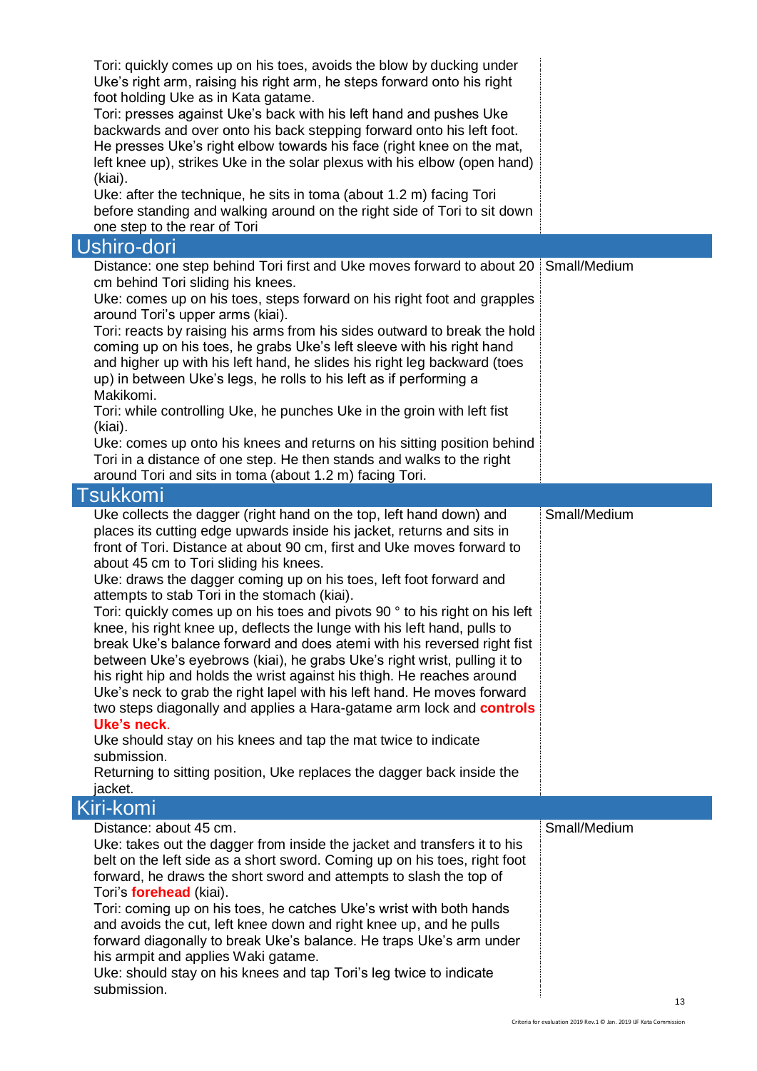Tori: quickly comes up on his toes, avoids the blow by ducking under Uke's right arm, raising his right arm, he steps forward onto his right foot holding Uke as in Kata gatame.
Tori: presses against Uke's back with his left hand and pushes Uke backwards and over onto his back stepping forward onto his left foot. He presses Uke's right elbow towards his face (right knee on the mat, left knee up), strikes Uke in the solar plexus with his elbow (open hand) (kiai).
Uke: after the technique, he sits in toma (about 1.2 m) facing Tori before standing and walking around on the right side of Tori to sit down one step to the rear of Tori

## Ushiro-dori

| | |
|---|---|
| Distance: one step behind Tori first and Uke moves forward to about 20 cm behind Tori sliding his knees.<br>Uke: comes up on his toes, steps forward on his right foot and grapples around Tori's upper arms (kiai).<br>Tori: reacts by raising his arms from his sides outward to break the hold coming up on his toes, he grabs Uke's left sleeve with his right hand and higher up with his left hand, he slides his right leg backward (toes up) in between Uke's legs, he rolls to his left as if performing a Makikomi.<br>Tori: while controlling Uke, he punches Uke in the groin with left fist (kiai).<br>Uke: comes up onto his knees and returns on his sitting position behind Tori in a distance of one step. He then stands and walks to the right around Tori and sits in toma (about 1.2 m) facing Tori. | Small/Medium |

## Tsukkomi

| | |
|---|---|
| Uke collects the dagger (right hand on the top, left hand down) and places its cutting edge upwards inside his jacket, returns and sits in front of Tori. Distance at about 90 cm, first and Uke moves forward to about 45 cm to Tori sliding his knees.<br>Uke: draws the dagger coming up on his toes, left foot forward and attempts to stab Tori in the stomach (kiai).<br>Tori: quickly comes up on his toes and pivots 90 ° to his right on his left knee, his right knee up, deflects the lunge with his left hand, pulls to break Uke's balance forward and does atemi with his reversed right fist between Uke's eyebrows (kiai), he grabs Uke's right wrist, pulling it to his right hip and holds the wrist against his thigh. He reaches around Uke's neck to grab the right lapel with his left hand. He moves forward two steps diagonally and applies a Hara-gatame arm lock and **controls Uke's neck**.<br>Uke should stay on his knees and tap the mat twice to indicate submission.<br>Returning to sitting position, Uke replaces the dagger back inside the jacket. | Small/Medium |

## Kiri-komi

| | |
|---|---|
| Distance: about 45 cm.<br>Uke: takes out the dagger from inside the jacket and transfers it to his belt on the left side as a short sword. Coming up on his toes, right foot forward, he draws the short sword and attempts to slash the top of Tori's **forehead** (kiai).<br>Tori: coming up on his toes, he catches Uke's wrist with both hands and avoids the cut, left knee down and right knee up, and he pulls forward diagonally to break Uke's balance. He traps Uke's arm under his armpit and applies Waki gatame.<br>Uke: should stay on his knees and tap Tori's leg twice to indicate submission. | Small/Medium |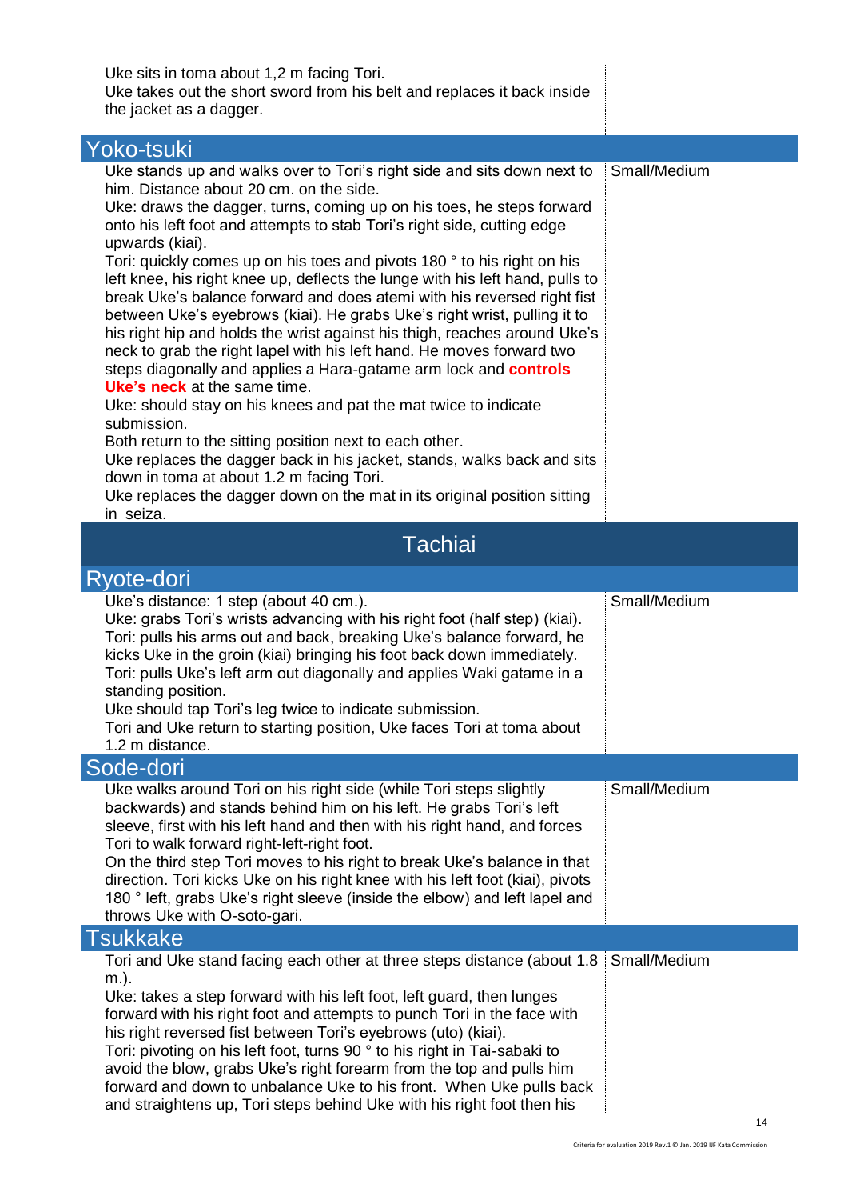Uke sits in toma about 1,2 m facing Tori.
Uke takes out the short sword from his belt and replaces it back inside the jacket as a dagger.

## Yoko-tsuki

| | |
|---|---|
| Uke stands up and walks over to Tori's right side and sits down next to him. Distance about 20 cm. on the side.<br>Uke: draws the dagger, turns, coming up on his toes, he steps forward onto his left foot and attempts to stab Tori's right side, cutting edge upwards (kiai).<br>Tori: quickly comes up on his toes and pivots 180 ° to his right on his left knee, his right knee up, deflects the lunge with his left hand, pulls to break Uke's balance forward and does atemi with his reversed right fist between Uke's eyebrows (kiai). He grabs Uke's right wrist, pulling it to his right hip and holds the wrist against his thigh, reaches around Uke's neck to grab the right lapel with his left hand. He moves forward two steps diagonally and applies a Hara-gatame arm lock and **controls Uke's neck** at the same time.<br>Uke: should stay on his knees and pat the mat twice to indicate submission.<br>Both return to the sitting position next to each other.<br>Uke replaces the dagger back in his jacket, stands, walks back and sits down in toma at about 1.2 m facing Tori.<br>Uke replaces the dagger down on the mat in its original position sitting in seiza. | Small/Medium |

# Tachiai

## Ryote-dori

| | |
|---|---|
| Uke's distance: 1 step (about 40 cm.).<br>Uke: grabs Tori's wrists advancing with his right foot (half step) (kiai).<br>Tori: pulls his arms out and back, breaking Uke's balance forward, he kicks Uke in the groin (kiai) bringing his foot back down immediately.<br>Tori: pulls Uke's left arm out diagonally and applies Waki gatame in a standing position.<br>Uke should tap Tori's leg twice to indicate submission.<br>Tori and Uke return to starting position, Uke faces Tori at toma about 1.2 m distance. | Small/Medium |

## Sode-dori

| | |
|---|---|
| Uke walks around Tori on his right side (while Tori steps slightly backwards) and stands behind him on his left. He grabs Tori's left sleeve, first with his left hand and then with his right hand, and forces Tori to walk forward right-left-right foot.<br>On the third step Tori moves to his right to break Uke's balance in that direction. Tori kicks Uke on his right knee with his left foot (kiai), pivots 180 ° left, grabs Uke's right sleeve (inside the elbow) and left lapel and throws Uke with O-soto-gari. | Small/Medium |

## Tsukkake

| | |
|---|---|
| Tori and Uke stand facing each other at three steps distance (about 1.8 m.).<br>Uke: takes a step forward with his left foot, left guard, then lunges forward with his right foot and attempts to punch Tori in the face with his right reversed fist between Tori's eyebrows (uto) (kiai).<br>Tori: pivoting on his left foot, turns 90 ° to his right in Tai-sabaki to avoid the blow, grabs Uke's right forearm from the top and pulls him forward and down to unbalance Uke to his front. When Uke pulls back and straightens up, Tori steps behind Uke with his right foot then his | Small/Medium |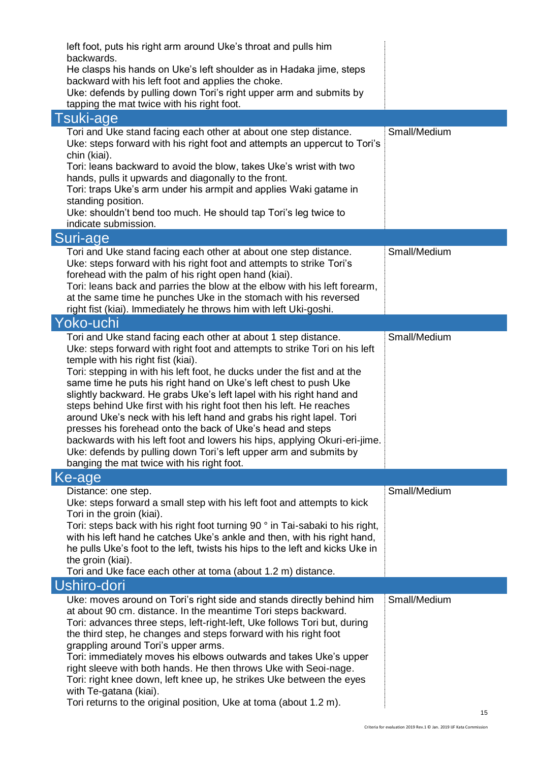left foot, puts his right arm around Uke's throat and pulls him backwards.
He clasps his hands on Uke's left shoulder as in Hadaka jime, steps backward with his left foot and applies the choke.
Uke: defends by pulling down Tori's right upper arm and submits by tapping the mat twice with his right foot.

## Tsuki-age

| | |
|---|---|
| Tori and Uke stand facing each other at about one step distance.<br>Uke: steps forward with his right foot and attempts an uppercut to Tori's chin (kiai).<br>Tori: leans backward to avoid the blow, takes Uke's wrist with two hands, pulls it upwards and diagonally to the front.<br>Tori: traps Uke's arm under his armpit and applies Waki gatame in standing position.<br>Uke: shouldn't bend too much. He should tap Tori's leg twice to indicate submission. | Small/Medium |

## Suri-age

| | |
|---|---|
| Tori and Uke stand facing each other at about one step distance.<br>Uke: steps forward with his right foot and attempts to strike Tori's forehead with the palm of his right open hand (kiai).<br>Tori: leans back and parries the blow at the elbow with his left forearm, at the same time he punches Uke in the stomach with his reversed right fist (kiai). Immediately he throws him with left Uki-goshi. | Small/Medium |

## Yoko-uchi

| | |
|---|---|
| Tori and Uke stand facing each other at about 1 step distance.<br>Uke: steps forward with right foot and attempts to strike Tori on his left temple with his right fist (kiai).<br>Tori: stepping in with his left foot, he ducks under the fist and at the same time he puts his right hand on Uke's left chest to push Uke slightly backward. He grabs Uke's left lapel with his right hand and steps behind Uke first with his right foot then his left. He reaches around Uke's neck with his left hand and grabs his right lapel. Tori presses his forehead onto the back of Uke's head and steps backwards with his left foot and lowers his hips, applying Okuri-eri-jime.<br>Uke: defends by pulling down Tori's left upper arm and submits by banging the mat twice with his right foot. | Small/Medium |

## Ke-age

| | |
|---|---|
| Distance: one step.<br>Uke: steps forward a small step with his left foot and attempts to kick Tori in the groin (kiai).<br>Tori: steps back with his right foot turning 90 ° in Tai-sabaki to his right, with his left hand he catches Uke's ankle and then, with his right hand, he pulls Uke's foot to the left, twists his hips to the left and kicks Uke in the groin (kiai).<br>Tori and Uke face each other at toma (about 1.2 m) distance. | Small/Medium |

## Ushiro-dori

| | |
|---|---|
| Uke: moves around on Tori's right side and stands directly behind him at about 90 cm. distance. In the meantime Tori steps backward.<br>Tori: advances three steps, left-right-left, Uke follows Tori but, during the third step, he changes and steps forward with his right foot grappling around Tori's upper arms.<br>Tori: immediately moves his elbows outwards and takes Uke's upper right sleeve with both hands. He then throws Uke with Seoi-nage.<br>Tori: right knee down, left knee up, he strikes Uke between the eyes with Te-gatana (kiai).<br>Tori returns to the original position, Uke at toma (about 1.2 m). | Small/Medium |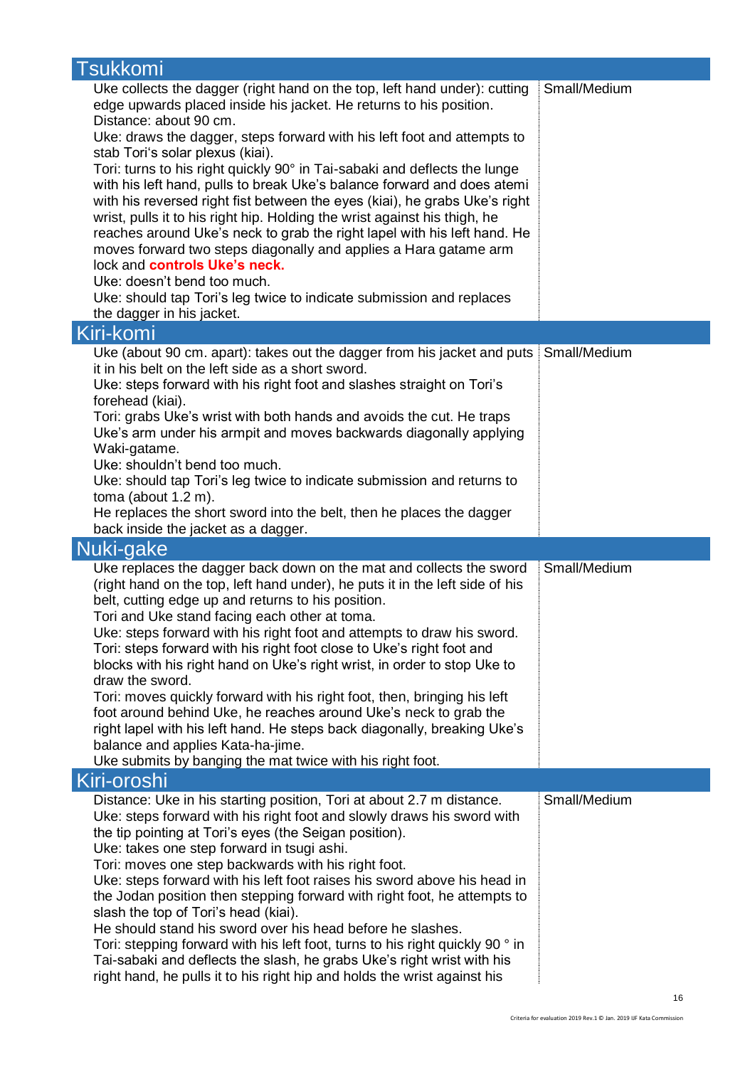## Tsukkomi

| | |
|---|---|
| Uke collects the dagger (right hand on the top, left hand under): cutting edge upwards placed inside his jacket. He returns to his position.<br>Distance: about 90 cm.<br>Uke: draws the dagger, steps forward with his left foot and attempts to stab Tori's solar plexus (kiai).<br>Tori: turns to his right quickly 90° in Tai-sabaki and deflects the lunge with his left hand, pulls to break Uke's balance forward and does atemi with his reversed right fist between the eyes (kiai), he grabs Uke's right wrist, pulls it to his right hip. Holding the wrist against his thigh, he reaches around Uke's neck to grab the right lapel with his left hand. He moves forward two steps diagonally and applies a Hara gatame arm lock and **controls Uke's neck.**<br>Uke: doesn't bend too much.<br>Uke: should tap Tori's leg twice to indicate submission and replaces the dagger in his jacket. | Small/Medium |

## Kiri-komi

| | |
|---|---|
| Uke (about 90 cm. apart): takes out the dagger from his jacket and puts it in his belt on the left side as a short sword.<br>Uke: steps forward with his right foot and slashes straight on Tori's forehead (kiai).<br>Tori: grabs Uke's wrist with both hands and avoids the cut. He traps Uke's arm under his armpit and moves backwards diagonally applying Waki-gatame.<br>Uke: shouldn't bend too much.<br>Uke: should tap Tori's leg twice to indicate submission and returns to toma (about 1.2 m).<br>He replaces the short sword into the belt, then he places the dagger back inside the jacket as a dagger. | Small/Medium |

## Nuki-gake

| | |
|---|---|
| Uke replaces the dagger back down on the mat and collects the sword (right hand on the top, left hand under), he puts it in the left side of his belt, cutting edge up and returns to his position.<br>Tori and Uke stand facing each other at toma.<br>Uke: steps forward with his right foot and attempts to draw his sword.<br>Tori: steps forward with his right foot close to Uke's right foot and blocks with his right hand on Uke's right wrist, in order to stop Uke to draw the sword.<br>Tori: moves quickly forward with his right foot, then, bringing his left foot around behind Uke, he reaches around Uke's neck to grab the right lapel with his left hand. He steps back diagonally, breaking Uke's balance and applies Kata-ha-jime.<br>Uke submits by banging the mat twice with his right foot. | Small/Medium |

## Kiri-oroshi

| | |
|---|---|
| Distance: Uke in his starting position, Tori at about 2.7 m distance.<br>Uke: steps forward with his right foot and slowly draws his sword with the tip pointing at Tori's eyes (the Seigan position).<br>Uke: takes one step forward in tsugi ashi.<br>Tori: moves one step backwards with his right foot.<br>Uke: steps forward with his left foot raises his sword above his head in the Jodan position then stepping forward with right foot, he attempts to slash the top of Tori's head (kiai).<br>He should stand his sword over his head before he slashes.<br>Tori: stepping forward with his left foot, turns to his right quickly 90 ° in Tai-sabaki and deflects the slash, he grabs Uke's right wrist with his right hand, he pulls it to his right hip and holds the wrist against his | Small/Medium |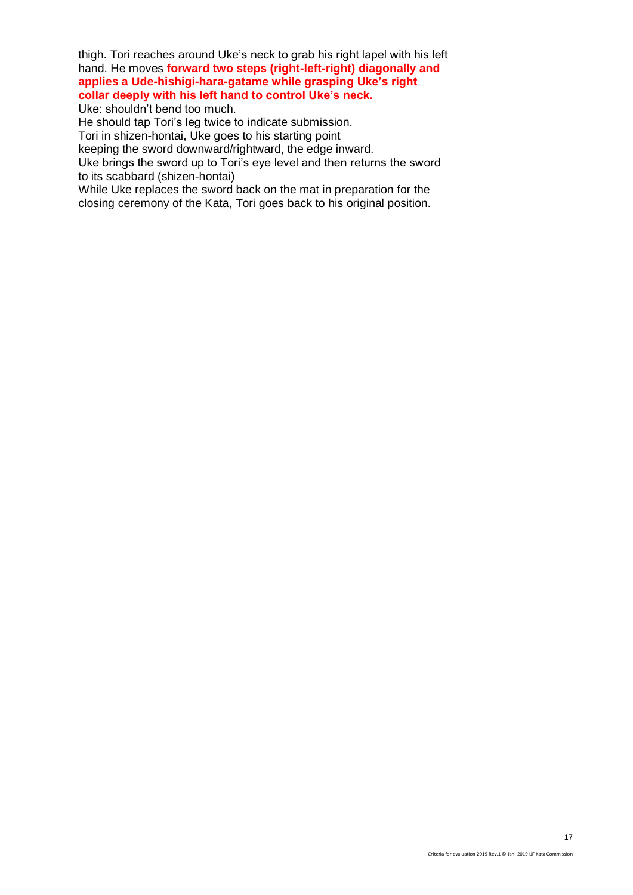thigh. Tori reaches around Uke's neck to grab his right lapel with his left hand. He moves **forward two steps (right-left-right) diagonally and applies a Ude-hishigi-hara-gatame while grasping Uke's right collar deeply with his left hand to control Uke's neck.**

Uke: shouldn't bend too much.

He should tap Tori's leg twice to indicate submission.

Tori in shizen-hontai, Uke goes to his starting point

keeping the sword downward/rightward, the edge inward.

Uke brings the sword up to Tori's eye level and then returns the sword to its scabbard (shizen-hontai)

While Uke replaces the sword back on the mat in preparation for the closing ceremony of the Kata, Tori goes back to his original position.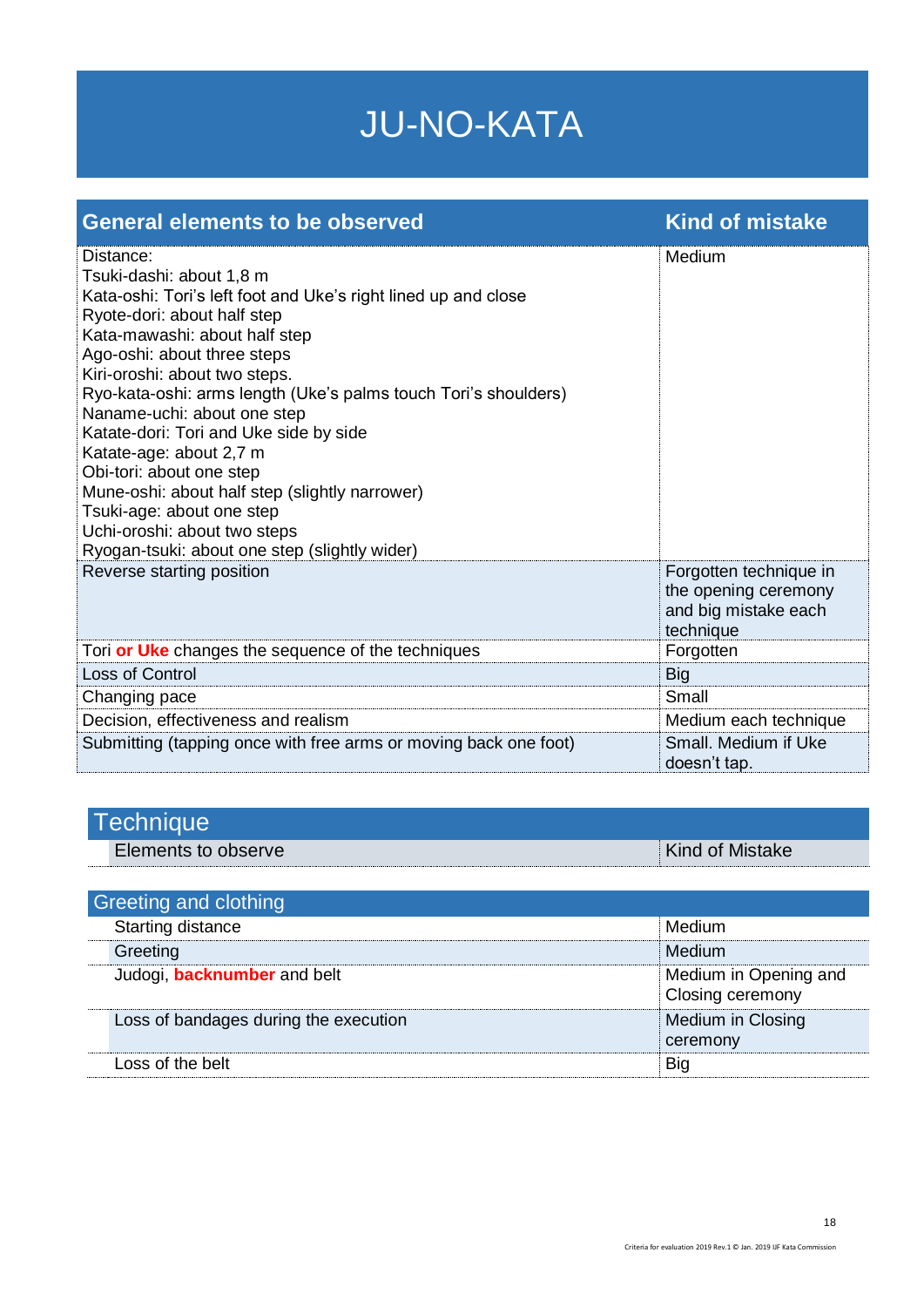# JU-NO-KATA

| General elements to be observed | Kind of mistake |
|---|---|
| Distance:<br>Tsuki-dashi: about 1,8 m<br>Kata-oshi: Tori's left foot and Uke's right lined up and close<br>Ryote-dori: about half step<br>Kata-mawashi: about half step<br>Ago-oshi: about three steps<br>Kiri-oroshi: about two steps.<br>Ryo-kata-oshi: arms length (Uke's palms touch Tori's shoulders)<br>Naname-uchi: about one step<br>Katate-dori: Tori and Uke side by side<br>Katate-age: about 2,7 m<br>Obi-tori: about one step<br>Mune-oshi: about half step (slightly narrower)<br>Tsuki-age: about one step<br>Uchi-oroshi: about two steps<br>Ryogan-tsuki: about one step (slightly wider) | Medium |
| Reverse starting position | Forgotten technique in the opening ceremony and big mistake each technique |
| Tori **or Uke** changes the sequence of the techniques | Forgotten |
| Loss of Control | Big |
| Changing pace | Small |
| Decision, effectiveness and realism | Medium each technique |
| Submitting (tapping once with free arms or moving back one foot) | Small. Medium if Uke doesn't tap. |

## Technique

| Elements to observe | Kind of Mistake |
|---|---|

### Greeting and clothing

| Elements to observe | Kind of Mistake |
|---|---|
| Starting distance | Medium |
| Greeting | Medium |
| Judogi, **backnumber** and belt | Medium in Opening and Closing ceremony |
| Loss of bandages during the execution | Medium in Closing ceremony |
| Loss of the belt | Big |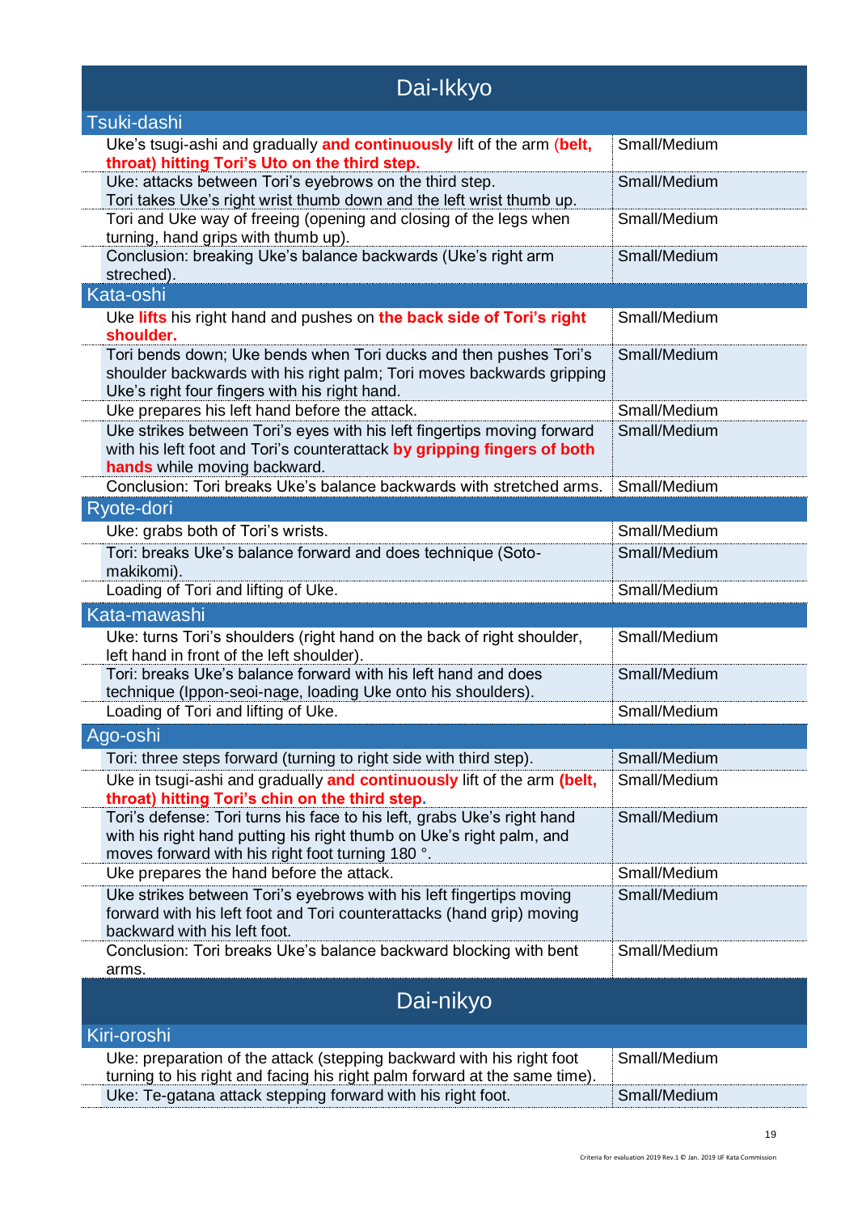## Dai-Ikkyo

### Tsuki-dashi

| | |
|---|---|
| Uke's tsugi-ashi and gradually **and continuously** lift of the arm (**belt, throat) hitting Tori's Uto on the third step.** | Small/Medium |
| Uke: attacks between Tori's eyebrows on the third step. Tori takes Uke's right wrist thumb down and the left wrist thumb up. | Small/Medium |
| Tori and Uke way of freeing (opening and closing of the legs when turning, hand grips with thumb up). | Small/Medium |
| Conclusion: breaking Uke's balance backwards (Uke's right arm streched). | Small/Medium |

### Kata-oshi

| | |
|---|---|
| Uke **lifts** his right hand and pushes on **the back side of Tori's right shoulder.** | Small/Medium |
| Tori bends down; Uke bends when Tori ducks and then pushes Tori's shoulder backwards with his right palm; Tori moves backwards gripping Uke's right four fingers with his right hand. | Small/Medium |
| Uke prepares his left hand before the attack. | Small/Medium |
| Uke strikes between Tori's eyes with his left fingertips moving forward with his left foot and Tori's counterattack **by gripping fingers of both hands** while moving backward. | Small/Medium |
| Conclusion: Tori breaks Uke's balance backwards with stretched arms. | Small/Medium |

### Ryote-dori

| | |
|---|---|
| Uke: grabs both of Tori's wrists. | Small/Medium |
| Tori: breaks Uke's balance forward and does technique (Soto-makikomi). | Small/Medium |
| Loading of Tori and lifting of Uke. | Small/Medium |

### Kata-mawashi

| | |
|---|---|
| Uke: turns Tori's shoulders (right hand on the back of right shoulder, left hand in front of the left shoulder). | Small/Medium |
| Tori: breaks Uke's balance forward with his left hand and does technique (Ippon-seoi-nage, loading Uke onto his shoulders). | Small/Medium |
| Loading of Tori and lifting of Uke. | Small/Medium |

### Ago-oshi

| | |
|---|---|
| Tori: three steps forward (turning to right side with third step). | Small/Medium |
| Uke in tsugi-ashi and gradually **and continuously** lift of the arm **(belt, throat) hitting Tori's chin on the third step.** | Small/Medium |
| Tori's defense: Tori turns his face to his left, grabs Uke's right hand with his right hand putting his right thumb on Uke's right palm, and moves forward with his right foot turning 180 °. | Small/Medium |
| Uke prepares the hand before the attack. | Small/Medium |
| Uke strikes between Tori's eyebrows with his left fingertips moving forward with his left foot and Tori counterattacks (hand grip) moving backward with his left foot. | Small/Medium |
| Conclusion: Tori breaks Uke's balance backward blocking with bent arms. | Small/Medium |

## Dai-nikyo

### Kiri-oroshi

| | |
|---|---|
| Uke: preparation of the attack (stepping backward with his right foot turning to his right and facing his right palm forward at the same time). | Small/Medium |
| Uke: Te-gatana attack stepping forward with his right foot. | Small/Medium |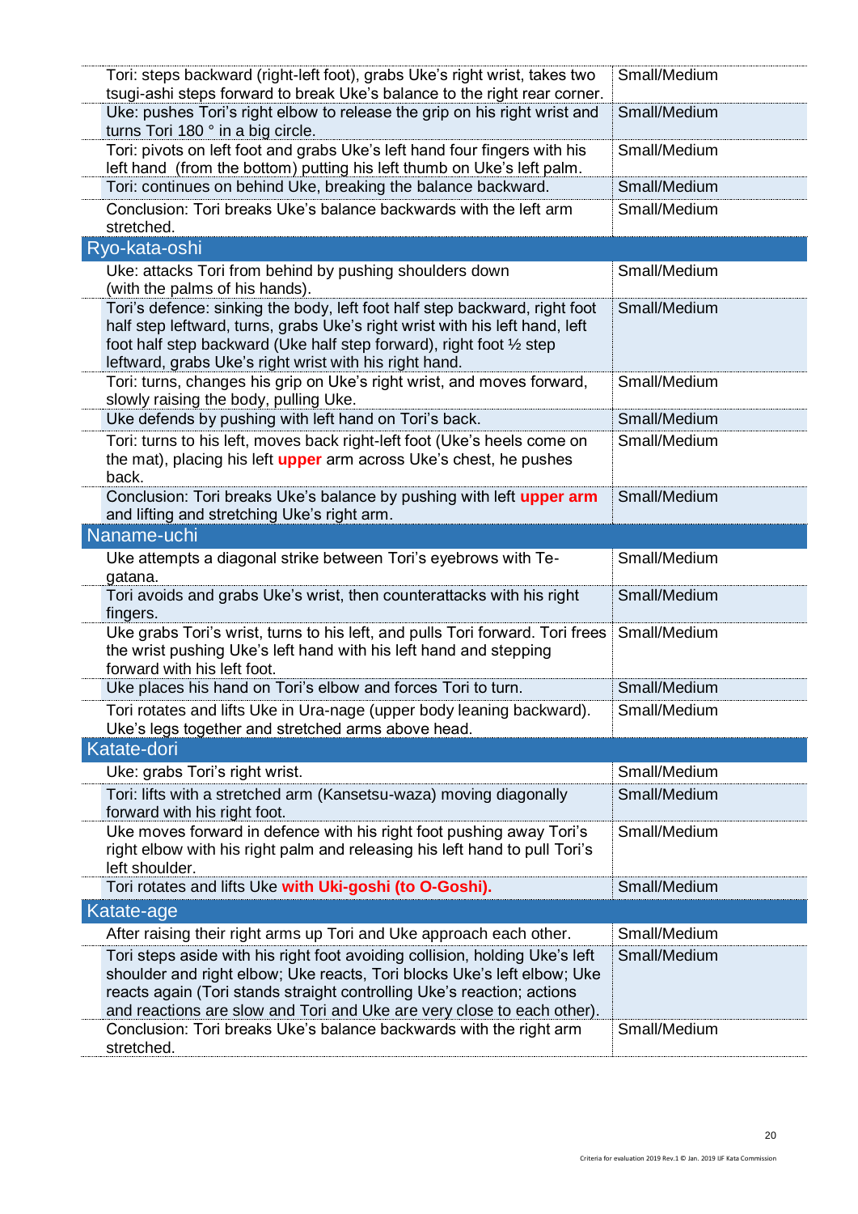| | |
|---|---|
| Tori: steps backward (right-left foot), grabs Uke's right wrist, takes two tsugi-ashi steps forward to break Uke's balance to the right rear corner. | Small/Medium |
| Uke: pushes Tori's right elbow to release the grip on his right wrist and turns Tori 180 ° in a big circle. | Small/Medium |
| Tori: pivots on left foot and grabs Uke's left hand four fingers with his left hand (from the bottom) putting his left thumb on Uke's left palm. | Small/Medium |
| Tori: continues on behind Uke, breaking the balance backward. | Small/Medium |
| Conclusion: Tori breaks Uke's balance backwards with the left arm stretched. | Small/Medium |
| **Ryo-kata-oshi** | |
| Uke: attacks Tori from behind by pushing shoulders down (with the palms of his hands). | Small/Medium |
| Tori's defence: sinking the body, left foot half step backward, right foot half step leftward, turns, grabs Uke's right wrist with his left hand, left foot half step backward (Uke half step forward), right foot ½ step leftward, grabs Uke's right wrist with his right hand. | Small/Medium |
| Tori: turns, changes his grip on Uke's right wrist, and moves forward, slowly raising the body, pulling Uke. | Small/Medium |
| Uke defends by pushing with left hand on Tori's back. | Small/Medium |
| Tori: turns to his left, moves back right-left foot (Uke's heels come on the mat), placing his left **upper** arm across Uke's chest, he pushes back. | Small/Medium |
| Conclusion: Tori breaks Uke's balance by pushing with left **upper arm** and lifting and stretching Uke's right arm. | Small/Medium |
| **Naname-uchi** | |
| Uke attempts a diagonal strike between Tori's eyebrows with Te-gatana. | Small/Medium |
| Tori avoids and grabs Uke's wrist, then counterattacks with his right fingers. | Small/Medium |
| Uke grabs Tori's wrist, turns to his left, and pulls Tori forward. Tori frees the wrist pushing Uke's left hand with his left hand and stepping forward with his left foot. | Small/Medium |
| Uke places his hand on Tori's elbow and forces Tori to turn. | Small/Medium |
| Tori rotates and lifts Uke in Ura-nage (upper body leaning backward). Uke's legs together and stretched arms above head. | Small/Medium |
| **Katate-dori** | |
| Uke: grabs Tori's right wrist. | Small/Medium |
| Tori: lifts with a stretched arm (Kansetsu-waza) moving diagonally forward with his right foot. | Small/Medium |
| Uke moves forward in defence with his right foot pushing away Tori's right elbow with his right palm and releasing his left hand to pull Tori's left shoulder. | Small/Medium |
| Tori rotates and lifts Uke **with Uki-goshi (to O-Goshi).** | Small/Medium |
| **Katate-age** | |
| After raising their right arms up Tori and Uke approach each other. | Small/Medium |
| Tori steps aside with his right foot avoiding collision, holding Uke's left shoulder and right elbow; Uke reacts, Tori blocks Uke's left elbow; Uke reacts again (Tori stands straight controlling Uke's reaction; actions and reactions are slow and Tori and Uke are very close to each other). | Small/Medium |
| Conclusion: Tori breaks Uke's balance backwards with the right arm stretched. | Small/Medium |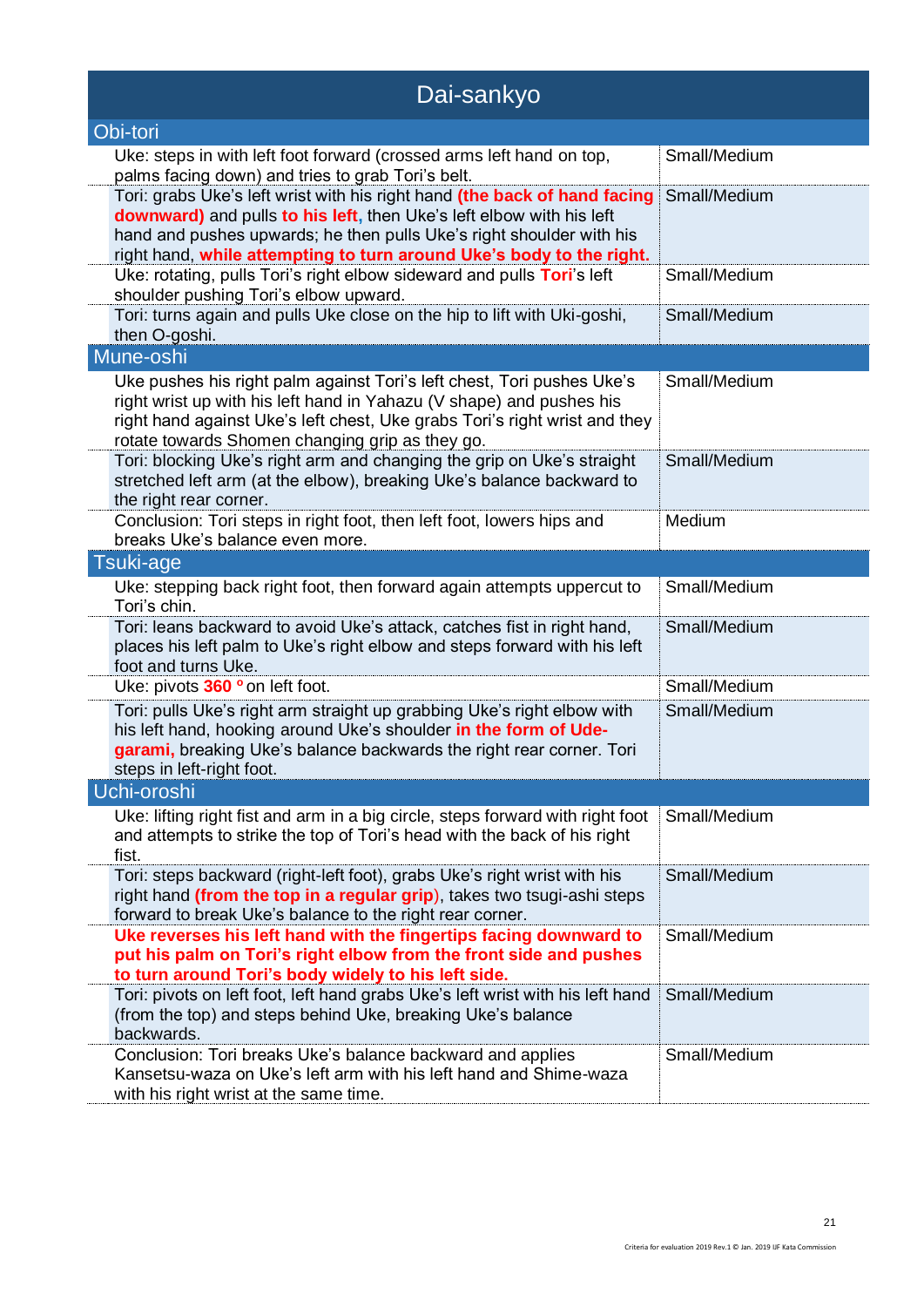# Dai-sankyo

## Obi-tori

| | |
|---|---|
| Uke: steps in with left foot forward (crossed arms left hand on top, palms facing down) and tries to grab Tori's belt. | Small/Medium |
| Tori: grabs Uke's left wrist with his right hand **(the back of hand facing downward)** and pulls **to his left**, then Uke's left elbow with his left hand and pushes upwards; he then pulls Uke's right shoulder with his right hand, **while attempting to turn around Uke's body to the right.** | Small/Medium |
| Uke: rotating, pulls Tori's right elbow sideward and pulls **Tori**'s left shoulder pushing Tori's elbow upward. | Small/Medium |
| Tori: turns again and pulls Uke close on the hip to lift with Uki-goshi, then O-goshi. | Small/Medium |

## Mune-oshi

| | |
|---|---|
| Uke pushes his right palm against Tori's left chest, Tori pushes Uke's right wrist up with his left hand in Yahazu (V shape) and pushes his right hand against Uke's left chest, Uke grabs Tori's right wrist and they rotate towards Shomen changing grip as they go. | Small/Medium |
| Tori: blocking Uke's right arm and changing the grip on Uke's straight stretched left arm (at the elbow), breaking Uke's balance backward to the right rear corner. | Small/Medium |
| Conclusion: Tori steps in right foot, then left foot, lowers hips and breaks Uke's balance even more. | Medium |

## Tsuki-age

| | |
|---|---|
| Uke: stepping back right foot, then forward again attempts uppercut to Tori's chin. | Small/Medium |
| Tori: leans backward to avoid Uke's attack, catches fist in right hand, places his left palm to Uke's right elbow and steps forward with his left foot and turns Uke. | Small/Medium |
| Uke: pivots **360 °** on left foot. | Small/Medium |
| Tori: pulls Uke's right arm straight up grabbing Uke's right elbow with his left hand, hooking around Uke's shoulder **in the form of Ude-garami,** breaking Uke's balance backwards the right rear corner. Tori steps in left-right foot. | Small/Medium |

## Uchi-oroshi

| | |
|---|---|
| Uke: lifting right fist and arm in a big circle, steps forward with right foot and attempts to strike the top of Tori's head with the back of his right fist. | Small/Medium |
| Tori: steps backward (right-left foot), grabs Uke's right wrist with his right hand **(from the top in a regular grip)**, takes two tsugi-ashi steps forward to break Uke's balance to the right rear corner. | Small/Medium |
| **Uke reverses his left hand with the fingertips facing downward to put his palm on Tori's right elbow from the front side and pushes to turn around Tori's body widely to his left side.** | Small/Medium |
| Tori: pivots on left foot, left hand grabs Uke's left wrist with his left hand (from the top) and steps behind Uke, breaking Uke's balance backwards. | Small/Medium |
| Conclusion: Tori breaks Uke's balance backward and applies Kansetsu-waza on Uke's left arm with his left hand and Shime-waza with his right wrist at the same time. | Small/Medium |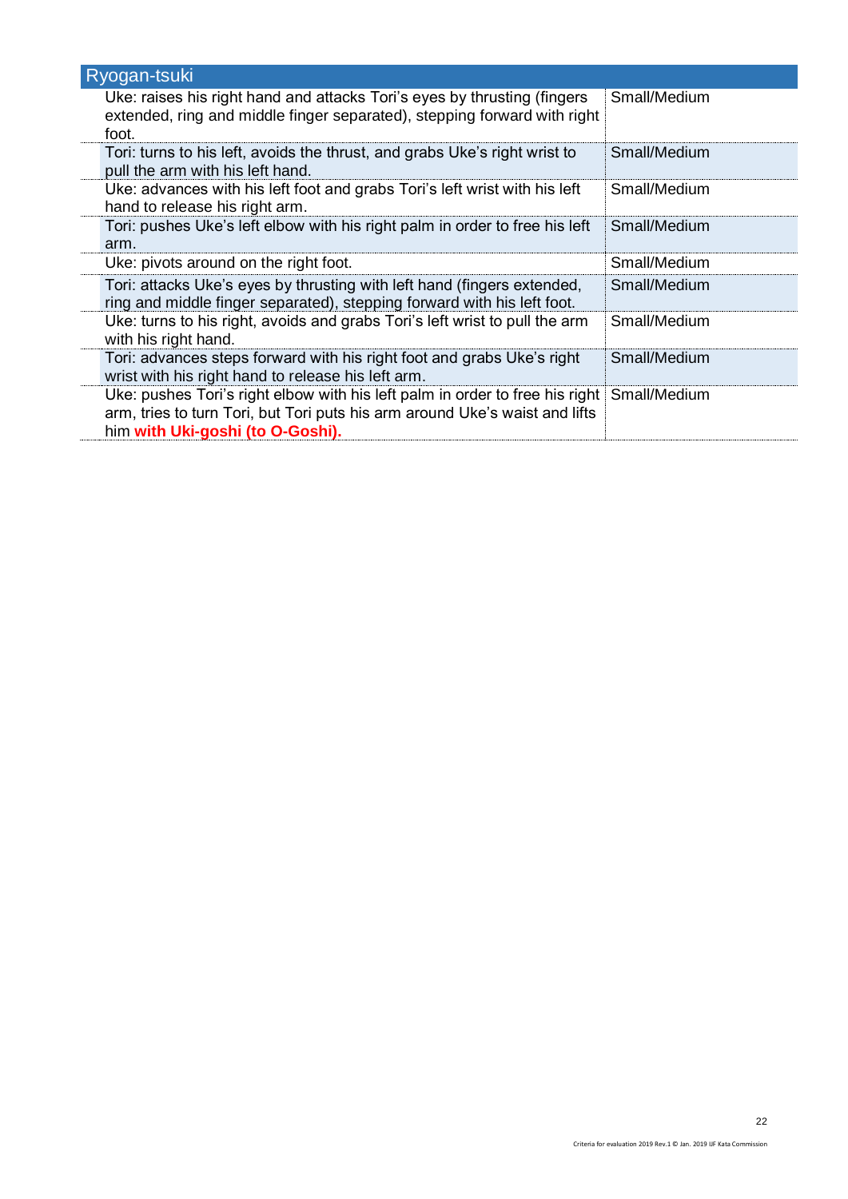| Ryogan-tsuki | |
|---|---|
| Uke: raises his right hand and attacks Tori's eyes by thrusting (fingers extended, ring and middle finger separated), stepping forward with right foot. | Small/Medium |
| Tori: turns to his left, avoids the thrust, and grabs Uke's right wrist to pull the arm with his left hand. | Small/Medium |
| Uke: advances with his left foot and grabs Tori's left wrist with his left hand to release his right arm. | Small/Medium |
| Tori: pushes Uke's left elbow with his right palm in order to free his left arm. | Small/Medium |
| Uke: pivots around on the right foot. | Small/Medium |
| Tori: attacks Uke's eyes by thrusting with left hand (fingers extended, ring and middle finger separated), stepping forward with his left foot. | Small/Medium |
| Uke: turns to his right, avoids and grabs Tori's left wrist to pull the arm with his right hand. | Small/Medium |
| Tori: advances steps forward with his right foot and grabs Uke's right wrist with his right hand to release his left arm. | Small/Medium |
| Uke: pushes Tori's right elbow with his left palm in order to free his right arm, tries to turn Tori, but Tori puts his arm around Uke's waist and lifts him **with Uki-goshi (to O-Goshi).** | Small/Medium |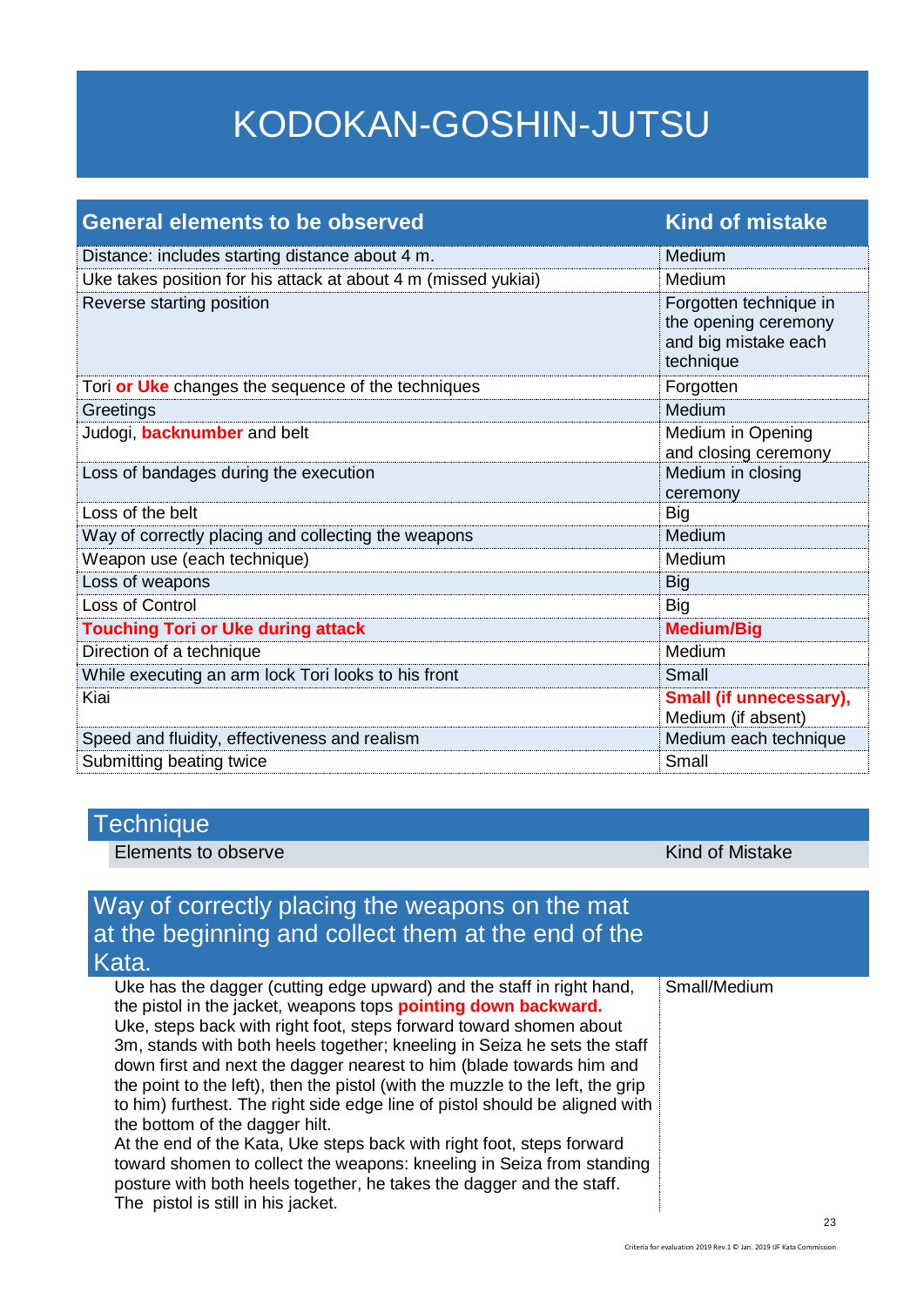# KODOKAN-GOSHIN-JUTSU

| General elements to be observed | Kind of mistake |
|---|---|
| Distance: includes starting distance about 4 m. | Medium |
| Uke takes position for his attack at about 4 m (missed yukiai) | Medium |
| Reverse starting position | Forgotten technique in the opening ceremony and big mistake each technique |
| Tori **or Uke** changes the sequence of the techniques | Forgotten |
| Greetings | Medium |
| Judogi, **backnumber** and belt | Medium in Opening and closing ceremony |
| Loss of bandages during the execution | Medium in closing ceremony |
| Loss of the belt | Big |
| Way of correctly placing and collecting the weapons | Medium |
| Weapon use (each technique) | Medium |
| Loss of weapons | Big |
| Loss of Control | Big |
| **Touching Tori or Uke during attack** | **Medium/Big** |
| Direction of a technique | Medium |
| While executing an arm lock Tori looks to his front | Small |
| Kiai | **Small (if unnecessary),** Medium (if absent) |
| Speed and fluidity, effectiveness and realism | Medium each technique |
| Submitting beating twice | Small |

## Technique

| Elements to observe | Kind of Mistake |
|---|---|

## Way of correctly placing the weapons on the mat at the beginning and collect them at the end of the Kata.

| | |
|---|---|
| Uke has the dagger (cutting edge upward) and the staff in right hand, the pistol in the jacket, weapons tops **pointing down backward.** Uke, steps back with right foot, steps forward toward shomen about 3m, stands with both heels together; kneeling in Seiza he sets the staff down first and next the dagger nearest to him (blade towards him and the point to the left), then the pistol (with the muzzle to the left, the grip to him) furthest. The right side edge line of pistol should be aligned with the bottom of the dagger hilt.<br>At the end of the Kata, Uke steps back with right foot, steps forward toward shomen to collect the weapons: kneeling in Seiza from standing posture with both heels together, he takes the dagger and the staff. The pistol is still in his jacket. | Small/Medium |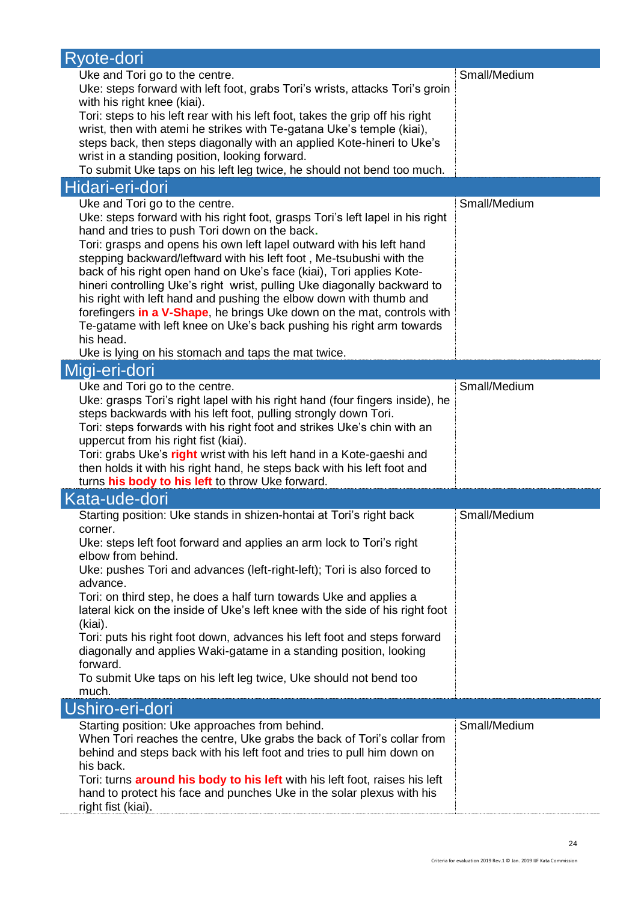| Ryote-dori | |
|---|---|
| Uke and Tori go to the centre.<br>Uke: steps forward with left foot, grabs Tori's wrists, attacks Tori's groin with his right knee (kiai).<br>Tori: steps to his left rear with his left foot, takes the grip off his right wrist, then with atemi he strikes with Te-gatana Uke's temple (kiai), steps back, then steps diagonally with an applied Kote-hineri to Uke's wrist in a standing position, looking forward.<br>To submit Uke taps on his left leg twice, he should not bend too much. | Small/Medium |

| Hidari-eri-dori | |
|---|---|
| Uke and Tori go to the centre.<br>Uke: steps forward with his right foot, grasps Tori's left lapel in his right hand and tries to push Tori down on the back.<br>Tori: grasps and opens his own left lapel outward with his left hand stepping backward/leftward with his left foot , Me-tsubushi with the back of his right open hand on Uke's face (kiai), Tori applies Kote-hineri controlling Uke's right wrist, pulling Uke diagonally backward to his right with left hand and pushing the elbow down with thumb and forefingers **in a V-Shape**, he brings Uke down on the mat, controls with Te-gatame with left knee on Uke's back pushing his right arm towards his head.<br>Uke is lying on his stomach and taps the mat twice. | Small/Medium |

| Migi-eri-dori | |
|---|---|
| Uke and Tori go to the centre.<br>Uke: grasps Tori's right lapel with his right hand (four fingers inside), he steps backwards with his left foot, pulling strongly down Tori.<br>Tori: steps forwards with his right foot and strikes Uke's chin with an uppercut from his right fist (kiai).<br>Tori: grabs Uke's **right** wrist with his left hand in a Kote-gaeshi and then holds it with his right hand, he steps back with his left foot and turns **his body to his left** to throw Uke forward. | Small/Medium |

| Kata-ude-dori | |
|---|---|
| Starting position: Uke stands in shizen-hontai at Tori's right back corner.<br>Uke: steps left foot forward and applies an arm lock to Tori's right elbow from behind.<br>Uke: pushes Tori and advances (left-right-left); Tori is also forced to advance.<br>Tori: on third step, he does a half turn towards Uke and applies a lateral kick on the inside of Uke's left knee with the side of his right foot (kiai).<br>Tori: puts his right foot down, advances his left foot and steps forward diagonally and applies Waki-gatame in a standing position, looking forward.<br>To submit Uke taps on his left leg twice, Uke should not bend too much. | Small/Medium |

| Ushiro-eri-dori | |
|---|---|
| Starting position: Uke approaches from behind.<br>When Tori reaches the centre, Uke grabs the back of Tori's collar from behind and steps back with his left foot and tries to pull him down on his back.<br>Tori: turns **around his body to his left** with his left foot, raises his left hand to protect his face and punches Uke in the solar plexus with his right fist (kiai). | Small/Medium |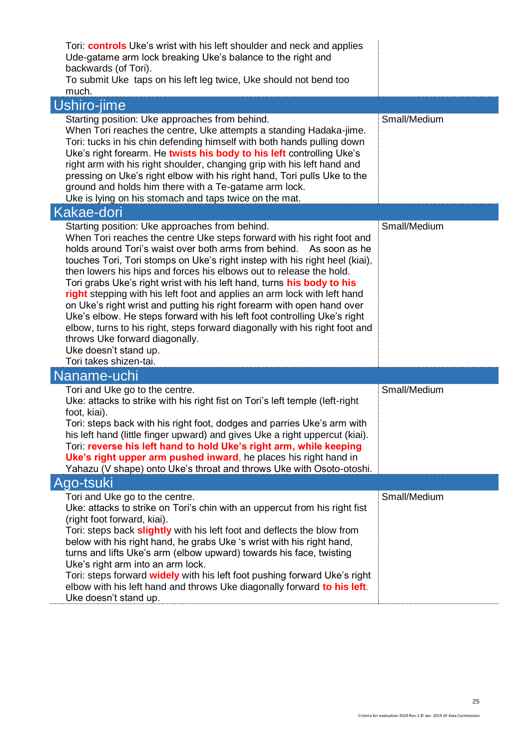| | |
|---|---|
| Tori: **controls** Uke's wrist with his left shoulder and neck and applies Ude-gatame arm lock breaking Uke's balance to the right and backwards (of Tori).<br>To submit Uke  taps on his left leg twice, Uke should not bend too much. | |
| **Ushiro-jime** | |
| Starting position: Uke approaches from behind.<br>When Tori reaches the centre, Uke attempts a standing Hadaka-jime.<br>Tori: tucks in his chin defending himself with both hands pulling down Uke's right forearm. He **twists his body to his left** controlling Uke's right arm with his right shoulder, changing grip with his left hand and pressing on Uke's right elbow with his right hand, Tori pulls Uke to the ground and holds him there with a Te-gatame arm lock.<br>Uke is lying on his stomach and taps twice on the mat. | Small/Medium |
| **Kakae-dori** | |
| Starting position: Uke approaches from behind.<br>When Tori reaches the centre Uke steps forward with his right foot and holds around Tori's waist over both arms from behind.   As soon as he touches Tori, Tori stomps on Uke's right instep with his right heel (kiai), then lowers his hips and forces his elbows out to release the hold.<br>Tori grabs Uke's right wrist with his left hand, turns **his body to his right** stepping with his left foot and applies an arm lock with left hand on Uke's right wrist and putting his right forearm with open hand over Uke's elbow. He steps forward with his left foot controlling Uke's right elbow, turns to his right, steps forward diagonally with his right foot and throws Uke forward diagonally.<br>Uke doesn't stand up.<br>Tori takes shizen-tai. | Small/Medium |
| **Naname-uchi** | |
| Tori and Uke go to the centre.<br>Uke: attacks to strike with his right fist on Tori's left temple (left-right foot, kiai).<br>Tori: steps back with his right foot, dodges and parries Uke's arm with his left hand (little finger upward) and gives Uke a right uppercut (kiai).<br>Tori: **reverse his left hand to hold Uke's right arm, while keeping Uke's right upper arm pushed inward**, he places his right hand in Yahazu (V shape) onto Uke's throat and throws Uke with Osoto-otoshi. | Small/Medium |
| **Ago-tsuki** | |
| Tori and Uke go to the centre.<br>Uke: attacks to strike on Tori's chin with an uppercut from his right fist (right foot forward, kiai).<br>Tori: steps back **slightly** with his left foot and deflects the blow from below with his right hand, he grabs Uke 's wrist with his right hand, turns and lifts Uke's arm (elbow upward) towards his face, twisting Uke's right arm into an arm lock.<br>Tori: steps forward **widely** with his left foot pushing forward Uke's right elbow with his left hand and throws Uke diagonally forward **to his left**.<br>Uke doesn't stand up. | Small/Medium |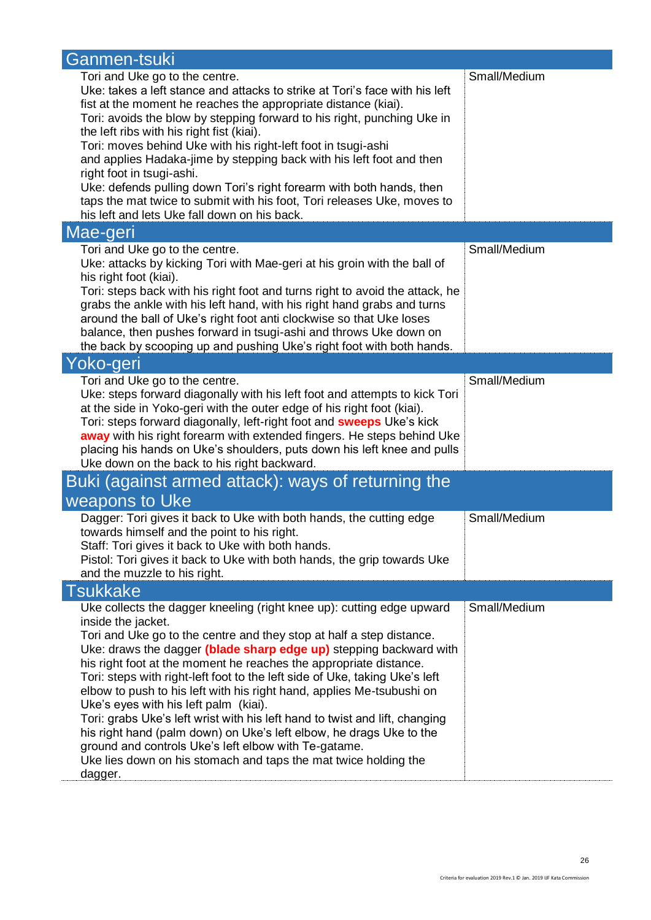| Ganmen-tsuki | |
|---|---|
| Tori and Uke go to the centre.<br>Uke: takes a left stance and attacks to strike at Tori's face with his left fist at the moment he reaches the appropriate distance (kiai).<br>Tori: avoids the blow by stepping forward to his right, punching Uke in the left ribs with his right fist (kiai).<br>Tori: moves behind Uke with his right-left foot in tsugi-ashi and applies Hadaka-jime by stepping back with his left foot and then right foot in tsugi-ashi.<br>Uke: defends pulling down Tori's right forearm with both hands, then taps the mat twice to submit with his foot, Tori releases Uke, moves to his left and lets Uke fall down on his back. | Small/Medium |
| **Mae-geri** | |
| Tori and Uke go to the centre.<br>Uke: attacks by kicking Tori with Mae-geri at his groin with the ball of his right foot (kiai).<br>Tori: steps back with his right foot and turns right to avoid the attack, he grabs the ankle with his left hand, with his right hand grabs and turns around the ball of Uke's right foot anti clockwise so that Uke loses balance, then pushes forward in tsugi-ashi and throws Uke down on the back by scooping up and pushing Uke's right foot with both hands. | Small/Medium |
| **Yoko-geri** | |
| Tori and Uke go to the centre.<br>Uke: steps forward diagonally with his left foot and attempts to kick Tori at the side in Yoko-geri with the outer edge of his right foot (kiai).<br>Tori: steps forward diagonally, left-right foot and **sweeps** Uke's kick **away** with his right forearm with extended fingers. He steps behind Uke placing his hands on Uke's shoulders, puts down his left knee and pulls Uke down on the back to his right backward. | Small/Medium |
| **Buki (against armed attack): ways of returning the weapons to Uke** | |
| Dagger: Tori gives it back to Uke with both hands, the cutting edge towards himself and the point to his right.<br>Staff: Tori gives it back to Uke with both hands.<br>Pistol: Tori gives it back to Uke with both hands, the grip towards Uke and the muzzle to his right. | Small/Medium |
| **Tsukkake** | |
| Uke collects the dagger kneeling (right knee up): cutting edge upward inside the jacket.<br>Tori and Uke go to the centre and they stop at half a step distance.<br>Uke: draws the dagger **(blade sharp edge up)** stepping backward with his right foot at the moment he reaches the appropriate distance.<br>Tori: steps with right-left foot to the left side of Uke, taking Uke's left elbow to push to his left with his right hand, applies Me-tsubushi on Uke's eyes with his left palm (kiai).<br>Tori: grabs Uke's left wrist with his left hand to twist and lift, changing his right hand (palm down) on Uke's left elbow, he drags Uke to the ground and controls Uke's left elbow with Te-gatame.<br>Uke lies down on his stomach and taps the mat twice holding the dagger. | Small/Medium |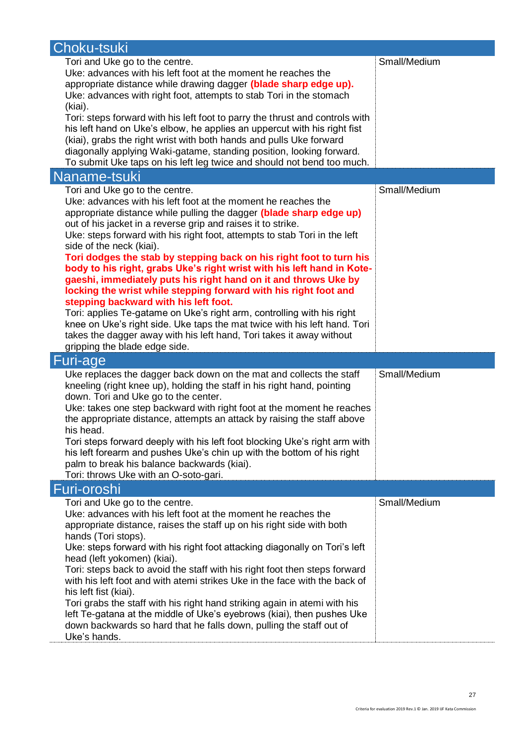| Choku-tsuki | |
|---|---|
| Tori and Uke go to the centre.<br>Uke: advances with his left foot at the moment he reaches the appropriate distance while drawing dagger **(blade sharp edge up).**<br>Uke: advances with right foot, attempts to stab Tori in the stomach (kiai).<br>Tori: steps forward with his left foot to parry the thrust and controls with his left hand on Uke's elbow, he applies an uppercut with his right fist (kiai), grabs the right wrist with both hands and pulls Uke forward diagonally applying Waki-gatame, standing position, looking forward. To submit Uke taps on his left leg twice and should not bend too much. | Small/Medium |

| Naname-tsuki | |
|---|---|
| Tori and Uke go to the centre.<br>Uke: advances with his left foot at the moment he reaches the appropriate distance while pulling the dagger **(blade sharp edge up)** out of his jacket in a reverse grip and raises it to strike.<br>Uke: steps forward with his right foot, attempts to stab Tori in the left side of the neck (kiai).<br>**Tori dodges the stab by stepping back on his right foot to turn his body to his right, grabs Uke's right wrist with his left hand in Kote-gaeshi, immediately puts his right hand on it and throws Uke by locking the wrist while stepping forward with his right foot and stepping backward with his left foot.**<br>Tori: applies Te-gatame on Uke's right arm, controlling with his right knee on Uke's right side. Uke taps the mat twice with his left hand. Tori takes the dagger away with his left hand, Tori takes it away without gripping the blade edge side. | Small/Medium |

| Furi-age | |
|---|---|
| Uke replaces the dagger back down on the mat and collects the staff kneeling (right knee up), holding the staff in his right hand, pointing down. Tori and Uke go to the center.<br>Uke: takes one step backward with right foot at the moment he reaches the appropriate distance, attempts an attack by raising the staff above his head.<br>Tori steps forward deeply with his left foot blocking Uke's right arm with his left forearm and pushes Uke's chin up with the bottom of his right palm to break his balance backwards (kiai).<br>Tori: throws Uke with an O-soto-gari. | Small/Medium |

| Furi-oroshi | |
|---|---|
| Tori and Uke go to the centre.<br>Uke: advances with his left foot at the moment he reaches the appropriate distance, raises the staff up on his right side with both hands (Tori stops).<br>Uke: steps forward with his right foot attacking diagonally on Tori's left head (left yokomen) (kiai).<br>Tori: steps back to avoid the staff with his right foot then steps forward with his left foot and with atemi strikes Uke in the face with the back of his left fist (kiai).<br>Tori grabs the staff with his right hand striking again in atemi with his left Te-gatana at the middle of Uke's eyebrows (kiai), then pushes Uke down backwards so hard that he falls down, pulling the staff out of Uke's hands. | Small/Medium |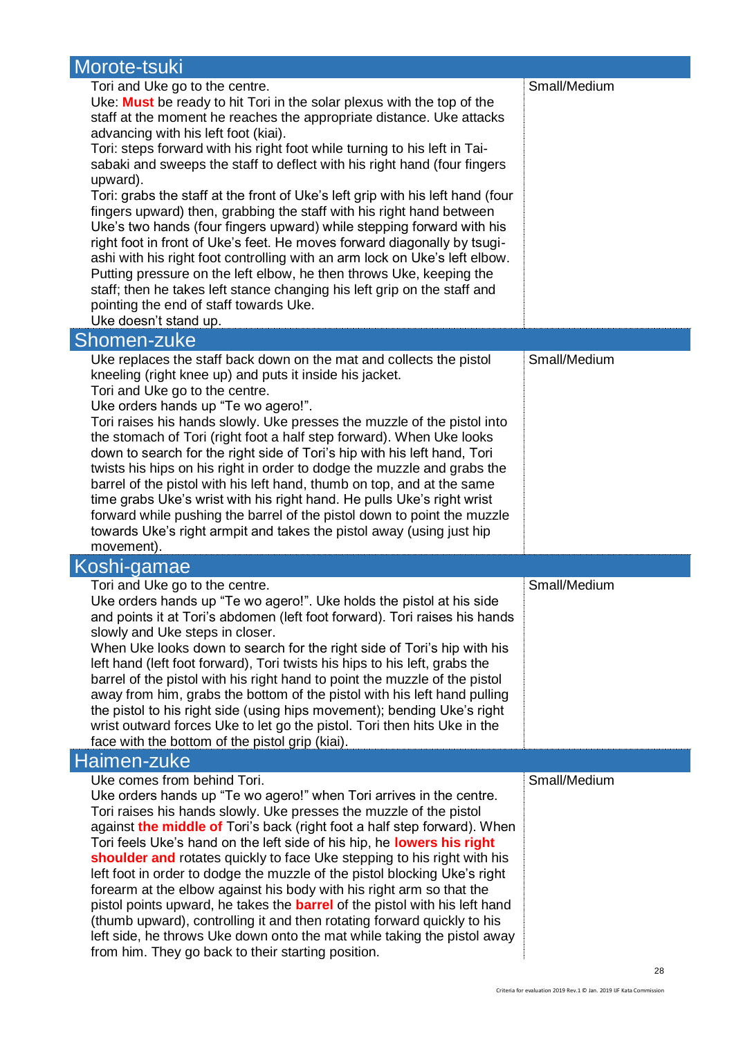| Morote-tsuki | |
|---|---|
| Tori and Uke go to the centre.<br>Uke: **Must** be ready to hit Tori in the solar plexus with the top of the staff at the moment he reaches the appropriate distance. Uke attacks advancing with his left foot (kiai).<br>Tori: steps forward with his right foot while turning to his left in Tai-sabaki and sweeps the staff to deflect with his right hand (four fingers upward).<br>Tori: grabs the staff at the front of Uke's left grip with his left hand (four fingers upward) then, grabbing the staff with his right hand between Uke's two hands (four fingers upward) while stepping forward with his right foot in front of Uke's feet. He moves forward diagonally by tsugi-ashi with his right foot controlling with an arm lock on Uke's left elbow. Putting pressure on the left elbow, he then throws Uke, keeping the staff; then he takes left stance changing his left grip on the staff and pointing the end of staff towards Uke.<br>Uke doesn't stand up. | Small/Medium |

| Shomen-zuke | |
|---|---|
| Uke replaces the staff back down on the mat and collects the pistol kneeling (right knee up) and puts it inside his jacket.<br>Tori and Uke go to the centre.<br>Uke orders hands up "Te wo agero!".<br>Tori raises his hands slowly. Uke presses the muzzle of the pistol into the stomach of Tori (right foot a half step forward). When Uke looks down to search for the right side of Tori's hip with his left hand, Tori twists his hips on his right in order to dodge the muzzle and grabs the barrel of the pistol with his left hand, thumb on top, and at the same time grabs Uke's wrist with his right hand. He pulls Uke's right wrist forward while pushing the barrel of the pistol down to point the muzzle towards Uke's right armpit and takes the pistol away (using just hip movement). | Small/Medium |

| Koshi-gamae | |
|---|---|
| Tori and Uke go to the centre.<br>Uke orders hands up "Te wo agero!". Uke holds the pistol at his side and points it at Tori's abdomen (left foot forward). Tori raises his hands slowly and Uke steps in closer.<br>When Uke looks down to search for the right side of Tori's hip with his left hand (left foot forward), Tori twists his hips to his left, grabs the barrel of the pistol with his right hand to point the muzzle of the pistol away from him, grabs the bottom of the pistol with his left hand pulling the pistol to his right side (using hips movement); bending Uke's right wrist outward forces Uke to let go the pistol. Tori then hits Uke in the face with the bottom of the pistol grip (kiai). | Small/Medium |

| Haimen-zuke | |
|---|---|
| Uke comes from behind Tori.<br>Uke orders hands up "Te wo agero!" when Tori arrives in the centre. Tori raises his hands slowly. Uke presses the muzzle of the pistol against **the middle of** Tori's back (right foot a half step forward). When Tori feels Uke's hand on the left side of his hip, he **lowers his right shoulder and** rotates quickly to face Uke stepping to his right with his left foot in order to dodge the muzzle of the pistol blocking Uke's right forearm at the elbow against his body with his right arm so that the pistol points upward, he takes the **barrel** of the pistol with his left hand (thumb upward), controlling it and then rotating forward quickly to his left side, he throws Uke down onto the mat while taking the pistol away from him. They go back to their starting position. | Small/Medium |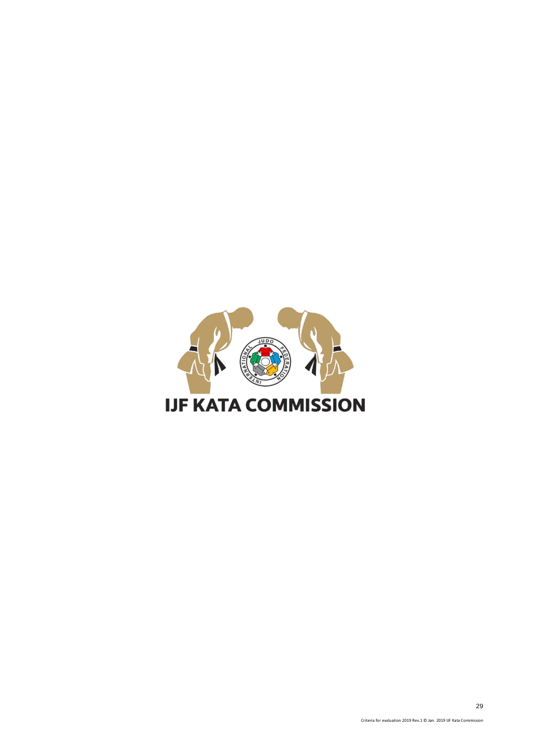IJF KATA COMMISSION